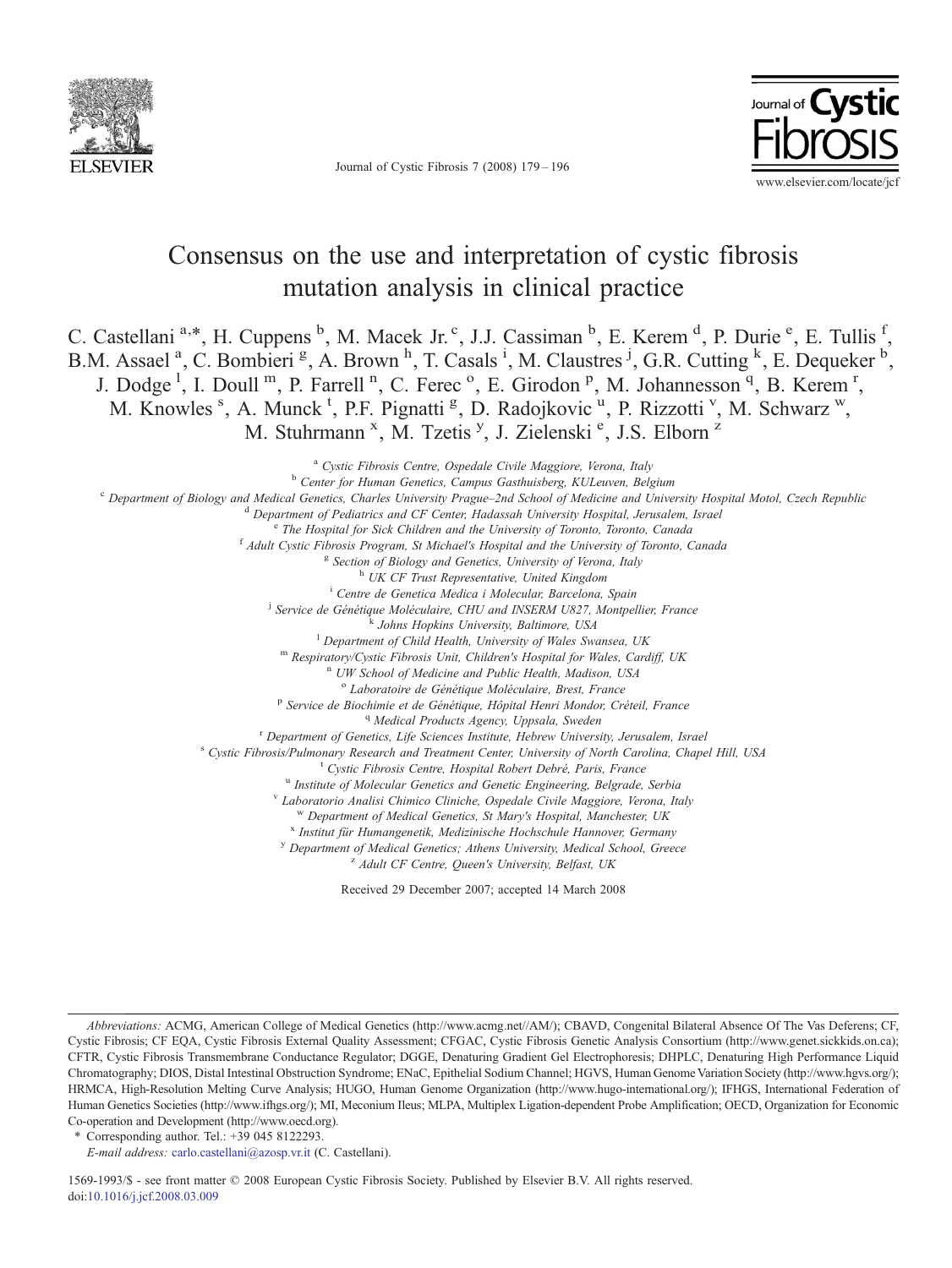# Consensus on the use and interpretation of cystic fibrosis mutation analysis in clinical practice

C. Castellani [a,*], H. Cuppens [b], M. Macek Jr. [c], J.J. Cassiman [b], E. Kerem [d], P. Durie [e], E. Tullis [f], B.M. Assael [a], C. Bombieri [g], A. Brown [h], T. Casals [i], M. Claustres [j], G.R. Cutting [k], E. Dequeker [b], J. Dodge [l], I. Doull [m], P. Farrell [n], C. Ferec [o], E. Girodon [p], M. Johannesson [q], B. Kerem [r], M. Knowles [s], A. Munck [t], P.F. Pignatti [g], D. Radojkovic [u], P. Rizzotti [v], M. Schwarz [w], M. Stuhrmann [x], M. Tzetis [y], J. Zielenski [e], J.S. Elborn [z]

[a] Cystic Fibrosis Centre, Ospedale Civile Maggiore, Verona, Italy
[b] Center for Human Genetics, Campus Gasthuisberg, KULeuven, Belgium
[c] Department of Biology and Medical Genetics, Charles University Prague–2nd School of Medicine and University Hospital Motol, Czech Republic
[d] Department of Pediatrics and CF Center, Hadassah University Hospital, Jerusalem, Israel
[e] The Hospital for Sick Children and the University of Toronto, Toronto, Canada
[f] Adult Cystic Fibrosis Program, St Michael's Hospital and the University of Toronto, Canada
[g] Section of Biology and Genetics, University of Verona, Italy
[h] UK CF Trust Representative, United Kingdom
[i] Centre de Genetica Medica i Molecular, Barcelona, Spain
[j] Service de Génétique Moléculaire, CHU and INSERM U827, Montpellier, France
[k] Johns Hopkins University, Baltimore, USA
[l] Department of Child Health, University of Wales Swansea, UK
[m] Respiratory/Cystic Fibrosis Unit, Children's Hospital for Wales, Cardiff, UK
[n] UW School of Medicine and Public Health, Madison, USA
[o] Laboratoire de Génétique Moléculaire, Brest, France
[p] Service de Biochimie et de Génétique, Hôpital Henri Mondor, Créteil, France
[q] Medical Products Agency, Uppsala, Sweden
[r] Department of Genetics, Life Sciences Institute, Hebrew University, Jerusalem, Israel
[s] Cystic Fibrosis/Pulmonary Research and Treatment Center, University of North Carolina, Chapel Hill, USA
[t] Cystic Fibrosis Centre, Hospital Robert Debré, Paris, France
[u] Institute of Molecular Genetics and Genetic Engineering, Belgrade, Serbia
[v] Laboratorio Analisi Chimico Cliniche, Ospedale Civile Maggiore, Verona, Italy
[w] Department of Medical Genetics, St Mary's Hospital, Manchester, UK
[x] Institut für Humangenetik, Medizinische Hochschule Hannover, Germany
[y] Department of Medical Genetics; Athens University, Medical School, Greece
[z] Adult CF Centre, Queen's University, Belfast, UK

Received 29 December 2007; accepted 14 March 2008

*Abbreviations:* ACMG, American College of Medical Genetics (http://www.acmg.net//AM/); CBAVD, Congenital Bilateral Absence Of The Vas Deferens; CF, Cystic Fibrosis; CF EQA, Cystic Fibrosis External Quality Assessment; CFGAC, Cystic Fibrosis Genetic Analysis Consortium (http://www.genet.sickkids.on.ca); CFTR, Cystic Fibrosis Transmembrane Conductance Regulator; DGGE, Denaturing Gradient Gel Electrophoresis; DHPLC, Denaturing High Performance Liquid Chromatography; DIOS, Distal Intestinal Obstruction Syndrome; ENaC, Epithelial Sodium Channel; HGVS, Human Genome Variation Society (http://www.hgvs.org/); HRMCA, High-Resolution Melting Curve Analysis; HUGO, Human Genome Organization (http://www.hugo-international.org/); IFHGS, International Federation of Human Genetics Societies (http://www.ifhgs.org/); MI, Meconium Ileus; MLPA, Multiplex Ligation-dependent Probe Amplification; OECD, Organization for Economic Co-operation and Development (http://www.oecd.org).

\* Corresponding author. Tel.: +39 045 8122293.
*E-mail address:* carlo.castellani@azosp.vr.it (C. Castellani).

1569-1993/\$ - see front matter © 2008 European Cystic Fibrosis Society. Published by Elsevier B.V. All rights reserved.
doi:10.1016/j.jcf.2008.03.009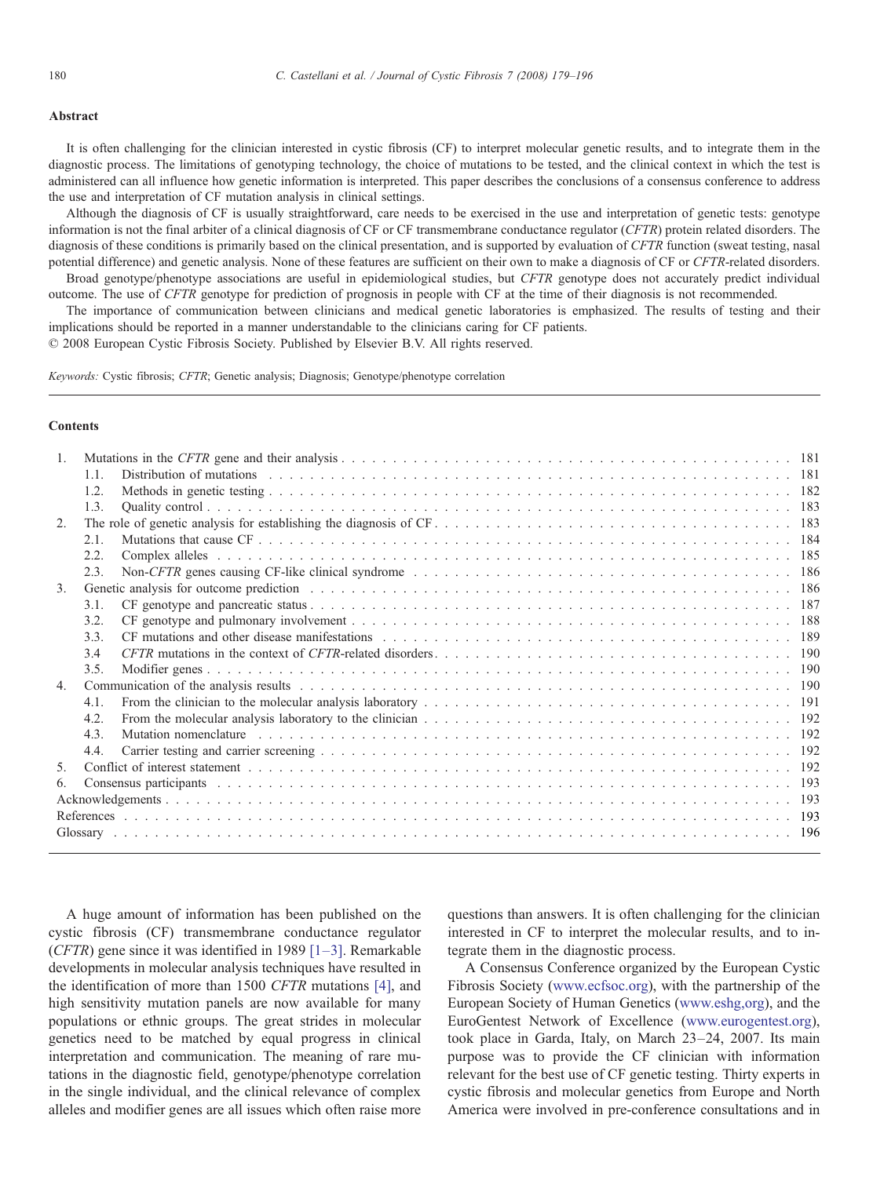## Abstract

It is often challenging for the clinician interested in cystic fibrosis (CF) to interpret molecular genetic results, and to integrate them in the diagnostic process. The limitations of genotyping technology, the choice of mutations to be tested, and the clinical context in which the test is administered can all influence how genetic information is interpreted. This paper describes the conclusions of a consensus conference to address the use and interpretation of CF mutation analysis in clinical settings.

Although the diagnosis of CF is usually straightforward, care needs to be exercised in the use and interpretation of genetic tests: genotype information is not the final arbiter of a clinical diagnosis of CF or CF transmembrane conductance regulator (*CFTR*) protein related disorders. The diagnosis of these conditions is primarily based on the clinical presentation, and is supported by evaluation of *CFTR* function (sweat testing, nasal potential difference) and genetic analysis. None of these features are sufficient on their own to make a diagnosis of CF or *CFTR*-related disorders.

Broad genotype/phenotype associations are useful in epidemiological studies, but *CFTR* genotype does not accurately predict individual outcome. The use of *CFTR* genotype for prediction of prognosis in people with CF at the time of their diagnosis is not recommended.

The importance of communication between clinicians and medical genetic laboratories is emphasized. The results of testing and their implications should be reported in a manner understandable to the clinicians caring for CF patients.

© 2008 European Cystic Fibrosis Society. Published by Elsevier B.V. All rights reserved.

*Keywords:* Cystic fibrosis; *CFTR*; Genetic analysis; Diagnosis; Genotype/phenotype correlation

## Contents

1. Mutations in the *CFTR* gene and their analysis . . . 181
   - 1.1. Distribution of mutations . . . 181
   - 1.2. Methods in genetic testing . . . 182
   - 1.3. Quality control . . . 183
2. The role of genetic analysis for establishing the diagnosis of CF . . . 183
   - 2.1. Mutations that cause CF . . . 184
   - 2.2. Complex alleles . . . 185
   - 2.3. Non-*CFTR* genes causing CF-like clinical syndrome . . . 186
3. Genetic analysis for outcome prediction . . . 186
   - 3.1. CF genotype and pancreatic status . . . 187
   - 3.2. CF genotype and pulmonary involvement . . . 188
   - 3.3. CF mutations and other disease manifestations . . . 189
   - 3.4 *CFTR* mutations in the context of *CFTR*-related disorders . . . 190
   - 3.5. Modifier genes . . . 190
4. Communication of the analysis results . . . 190
   - 4.1. From the clinician to the molecular analysis laboratory . . . 191
   - 4.2. From the molecular analysis laboratory to the clinician . . . 192
   - 4.3. Mutation nomenclature . . . 192
   - 4.4. Carrier testing and carrier screening . . . 192
5. Conflict of interest statement . . . 192
6. Consensus participants . . . 193

Acknowledgements . . . 193
References . . . 193
Glossary . . . 196

A huge amount of information has been published on the cystic fibrosis (CF) transmembrane conductance regulator (*CFTR*) gene since it was identified in 1989 [1–3]. Remarkable developments in molecular analysis techniques have resulted in the identification of more than 1500 *CFTR* mutations [4], and high sensitivity mutation panels are now available for many populations or ethnic groups. The great strides in molecular genetics need to be matched by equal progress in clinical interpretation and communication. The meaning of rare mutations in the diagnostic field, genotype/phenotype correlation in the single individual, and the clinical relevance of complex alleles and modifier genes are all issues which often raise more questions than answers. It is often challenging for the clinician interested in CF to interpret the molecular results, and to integrate them in the diagnostic process.

A Consensus Conference organized by the European Cystic Fibrosis Society (www.ecfsoc.org), with the partnership of the European Society of Human Genetics (www.eshg,org), and the EuroGentest Network of Excellence (www.eurogentest.org), took place in Garda, Italy, on March 23–24, 2007. Its main purpose was to provide the CF clinician with information relevant for the best use of CF genetic testing. Thirty experts in cystic fibrosis and molecular genetics from Europe and North America were involved in pre-conference consultations and in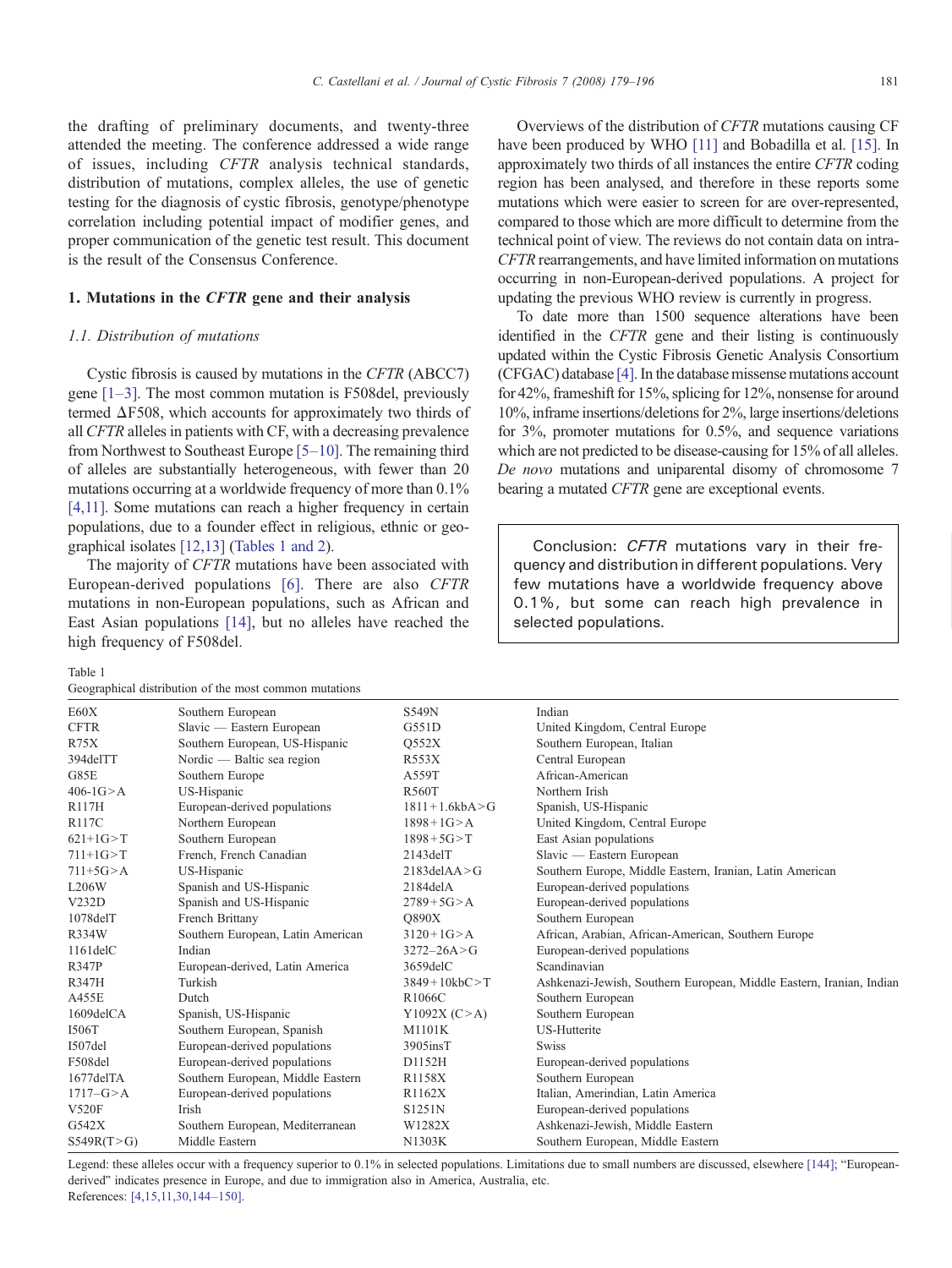the drafting of preliminary documents, and twenty-three attended the meeting. The conference addressed a wide range of issues, including *CFTR* analysis technical standards, distribution of mutations, complex alleles, the use of genetic testing for the diagnosis of cystic fibrosis, genotype/phenotype correlation including potential impact of modifier genes, and proper communication of the genetic test result. This document is the result of the Consensus Conference.

## 1. Mutations in the *CFTR* gene and their analysis

### 1.1. Distribution of mutations

Cystic fibrosis is caused by mutations in the *CFTR* (ABCC7) gene [1–3]. The most common mutation is F508del, previously termed ΔF508, which accounts for approximately two thirds of all *CFTR* alleles in patients with CF, with a decreasing prevalence from Northwest to Southeast Europe [5–10]. The remaining third of alleles are substantially heterogeneous, with fewer than 20 mutations occurring at a worldwide frequency of more than 0.1% [4,11]. Some mutations can reach a higher frequency in certain populations, due to a founder effect in religious, ethnic or geographical isolates [12,13] (Tables 1 and 2).

The majority of *CFTR* mutations have been associated with European-derived populations [6]. There are also *CFTR* mutations in non-European populations, such as African and East Asian populations [14], but no alleles have reached the high frequency of F508del.

Overviews of the distribution of *CFTR* mutations causing CF have been produced by WHO [11] and Bobadilla et al. [15]. In approximately two thirds of all instances the entire *CFTR* coding region has been analysed, and therefore in these reports some mutations which were easier to screen for are over-represented, compared to those which are more difficult to determine from the technical point of view. The reviews do not contain data on intra-*CFTR* rearrangements, and have limited information on mutations occurring in non-European-derived populations. A project for updating the previous WHO review is currently in progress.

To date more than 1500 sequence alterations have been identified in the *CFTR* gene and their listing is continuously updated within the Cystic Fibrosis Genetic Analysis Consortium (CFGAC) database [4]. In the database missense mutations account for 42%, frameshift for 15%, splicing for 12%, nonsense for around 10%, inframe insertions/deletions for 2%, large insertions/deletions for 3%, promoter mutations for 0.5%, and sequence variations which are not predicted to be disease-causing for 15% of all alleles. *De novo* mutations and uniparental disomy of chromosome 7 bearing a mutated *CFTR* gene are exceptional events.

> Conclusion: *CFTR* mutations vary in their frequency and distribution in different populations. Very few mutations have a worldwide frequency above 0.1%, but some can reach high prevalence in selected populations.

Table 1
Geographical distribution of the most common mutations

| | | | |
|---|---|---|---|
| E60X | Southern European | S549N | Indian |
| CFTR | Slavic — Eastern European | G551D | United Kingdom, Central Europe |
| R75X | Southern European, US-Hispanic | Q552X | Southern European, Italian |
| 394delTT | Nordic — Baltic sea region | R553X | Central European |
| G85E | Southern Europe | A559T | African-American |
| 406-1G>A | US-Hispanic | R560T | Northern Irish |
| R117H | European-derived populations | 1811+1.6kbA>G | Spanish, US-Hispanic |
| R117C | Northern European | 1898+1G>A | United Kingdom, Central Europe |
| 621+1G>T | Southern European | 1898+5G>T | East Asian populations |
| 711+1G>T | French, French Canadian | 2143delT | Slavic — Eastern European |
| 711+5G>A | US-Hispanic | 2183delAA>G | Southern Europe, Middle Eastern, Iranian, Latin American |
| L206W | Spanish and US-Hispanic | 2184delA | European-derived populations |
| V232D | Spanish and US-Hispanic | 2789+5G>A | European-derived populations |
| 1078delT | French Brittany | Q890X | Southern European |
| R334W | Southern European, Latin American | 3120+1G>A | African, Arabian, African-American, Southern Europe |
| 1161delC | Indian | 3272–26A>G | European-derived populations |
| R347P | European-derived, Latin America | 3659delC | Scandinavian |
| R347H | Turkish | 3849+10kbC>T | Ashkenazi-Jewish, Southern European, Middle Eastern, Iranian, Indian |
| A455E | Dutch | R1066C | Southern European |
| 1609delCA | Spanish, US-Hispanic | Y1092X (C>A) | Southern European |
| I506T | Southern European, Spanish | M1101K | US-Hutterite |
| I507del | European-derived populations | 3905insT | Swiss |
| F508del | European-derived populations | D1152H | European-derived populations |
| 1677delTA | Southern European, Middle Eastern | R1158X | Southern European |
| 1717–G>A | European-derived populations | R1162X | Italian, Amerindian, Latin America |
| V520F | Irish | S1251N | European-derived populations |
| G542X | Southern European, Mediterranean | W1282X | Ashkenazi-Jewish, Middle Eastern |
| S549R(T>G) | Middle Eastern | N1303K | Southern European, Middle Eastern |

Legend: these alleles occur with a frequency superior to 0.1% in selected populations. Limitations due to small numbers are discussed, elsewhere [144]; "European-derived" indicates presence in Europe, and due to immigration also in America, Australia, etc.
References: [4,15,11,30,144–150].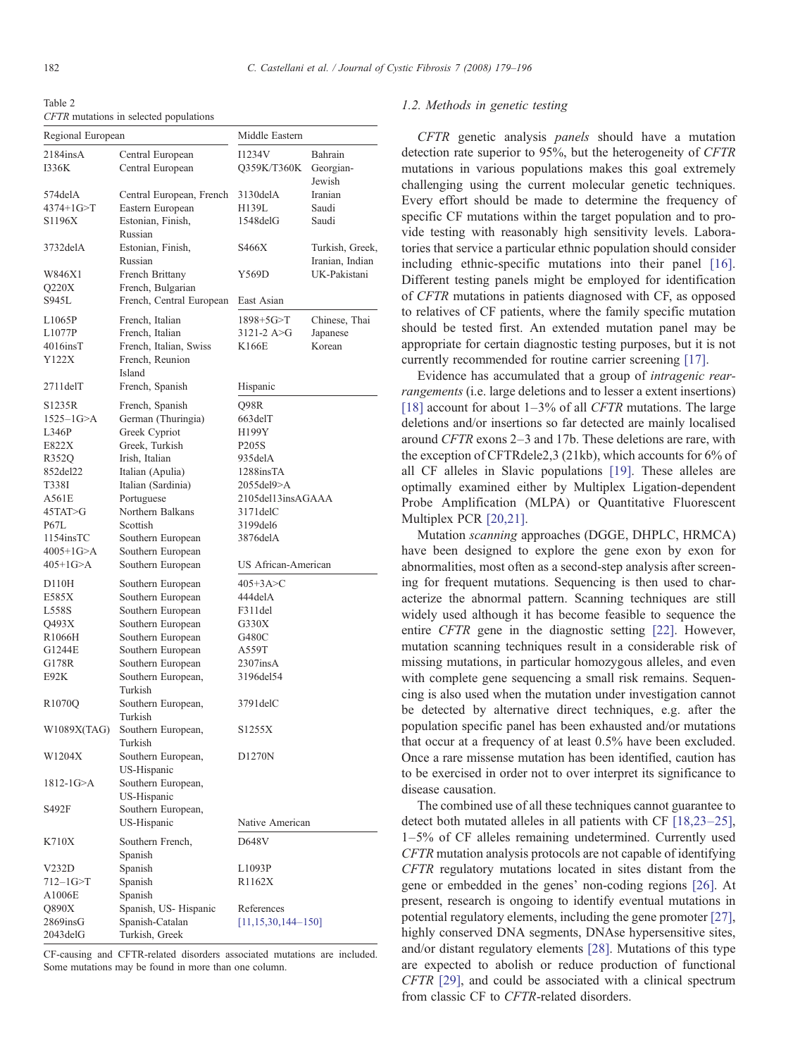Table 2
*CFTR* mutations in selected populations

| Regional European | | Middle Eastern | |
|---|---|---|---|
| 2184insA | Central European | I1234V | Bahrain |
| I336K | Central European | Q359K/T360K | Georgian-Jewish |
| 574delA | Central European, French | 3130delA | Iranian |
| 4374+1G>T | Eastern European | H139L | Saudi |
| S1196X | Estonian, Finish, Russian | 1548delG | Saudi |
| 3732delA | Estonian, Finish, Russian | S466X | Turkish, Greek, Iranian, Indian |
| W846X1 | French Brittany | Y569D | UK-Pakistani |
| Q220X | French, Bulgarian | | |
| S945L | French, Central European | **East Asian** | |
| L1065P | French, Italian | 1898+5G>T | Chinese, Thai |
| L1077P | French, Italian | 3121-2 A>G | Japanese |
| 4016insT | French, Italian, Swiss | K166E | Korean |
| Y122X | French, Reunion Island | | |
| 2711delT | French, Spanish | **Hispanic** | |
| S1235R | French, Spanish | Q98R | |
| 1525–1G>A | German (Thuringia) | 663delT | |
| L346P | Greek Cypriot | H199Y | |
| E822X | Greek, Turkish | P205S | |
| R352Q | Irish, Italian | 935delA | |
| 852del22 | Italian (Apulia) | 1288insTA | |
| T338I | Italian (Sardinia) | 2055del9>A | |
| A561E | Portuguese | 2105del13insAGAAA | |
| 45TAT>G | Northern Balkans | 3171delC | |
| P67L | Scottish | 3199del6 | |
| 1154insTC | Southern European | 3876delA | |
| 4005+1G>A | Southern European | | |
| 405+1G>A | Southern European | **US African-American** | |
| D110H | Southern European | 405+3A>C | |
| E585X | Southern European | 444delA | |
| L558S | Southern European | F311del | |
| Q493X | Southern European | G330X | |
| R1066H | Southern European | G480C | |
| G1244E | Southern European | A559T | |
| G178R | Southern European | 2307insA | |
| E92K | Southern European, Turkish | 3196del54 | |
| R1070Q | Southern European, Turkish | 3791delC | |
| W1089X(TAG) | Southern European, Turkish | S1255X | |
| W1204X | Southern European, US-Hispanic | D1270N | |
| 1812-1G>A | Southern European, US-Hispanic | | |
| S492F | Southern European, US-Hispanic | **Native American** | |
| K710X | Southern French, Spanish | D648V | |
| V232D | Spanish | L1093P | |
| 712–1G>T | Spanish | R1162X | |
| A1006E | Spanish | | |
| Q890X | Spanish, US- Hispanic | References | |
| 2869insG | Spanish-Catalan | [11,15,30,144–150] | |
| 2043delG | Turkish, Greek | | |

CF-causing and CFTR-related disorders associated mutations are included. Some mutations may be found in more than one column.

### 1.2. Methods in genetic testing

*CFTR* genetic analysis *panels* should have a mutation detection rate superior to 95%, but the heterogeneity of *CFTR* mutations in various populations makes this goal extremely challenging using the current molecular genetic techniques. Every effort should be made to determine the frequency of specific CF mutations within the target population and to provide testing with reasonably high sensitivity levels. Laboratories that service a particular ethnic population should consider including ethnic-specific mutations into their panel [16]. Different testing panels might be employed for identification of *CFTR* mutations in patients diagnosed with CF, as opposed to relatives of CF patients, where the family specific mutation should be tested first. An extended mutation panel may be appropriate for certain diagnostic testing purposes, but it is not currently recommended for routine carrier screening [17].

Evidence has accumulated that a group of *intragenic rearrangements* (i.e. large deletions and to lesser a extent insertions) [18] account for about 1–3% of all *CFTR* mutations. The large deletions and/or insertions so far detected are mainly localised around *CFTR* exons 2–3 and 17b. These deletions are rare, with the exception of CFTRdele2,3 (21kb), which accounts for 6% of all CF alleles in Slavic populations [19]. These alleles are optimally examined either by Multiplex Ligation-dependent Probe Amplification (MLPA) or Quantitative Fluorescent Multiplex PCR [20,21].

Mutation *scanning* approaches (DGGE, DHPLC, HRMCA) have been designed to explore the gene exon by exon for abnormalities, most often as a second-step analysis after screening for frequent mutations. Sequencing is then used to characterize the abnormal pattern. Scanning techniques are still widely used although it has become feasible to sequence the entire *CFTR* gene in the diagnostic setting [22]. However, mutation scanning techniques result in a considerable risk of missing mutations, in particular homozygous alleles, and even with complete gene sequencing a small risk remains. Sequencing is also used when the mutation under investigation cannot be detected by alternative direct techniques, e.g. after the population specific panel has been exhausted and/or mutations that occur at a frequency of at least 0.5% have been excluded. Once a rare missense mutation has been identified, caution has to be exercised in order not to over interpret its significance to disease causation.

The combined use of all these techniques cannot guarantee to detect both mutated alleles in all patients with CF [18,23–25], 1–5% of CF alleles remaining undetermined. Currently used *CFTR* mutation analysis protocols are not capable of identifying *CFTR* regulatory mutations located in sites distant from the gene or embedded in the genes' non-coding regions [26]. At present, research is ongoing to identify eventual mutations in potential regulatory elements, including the gene promoter [27], highly conserved DNA segments, DNAse hypersensitive sites, and/or distant regulatory elements [28]. Mutations of this type are expected to abolish or reduce production of functional *CFTR* [29], and could be associated with a clinical spectrum from classic CF to *CFTR*-related disorders.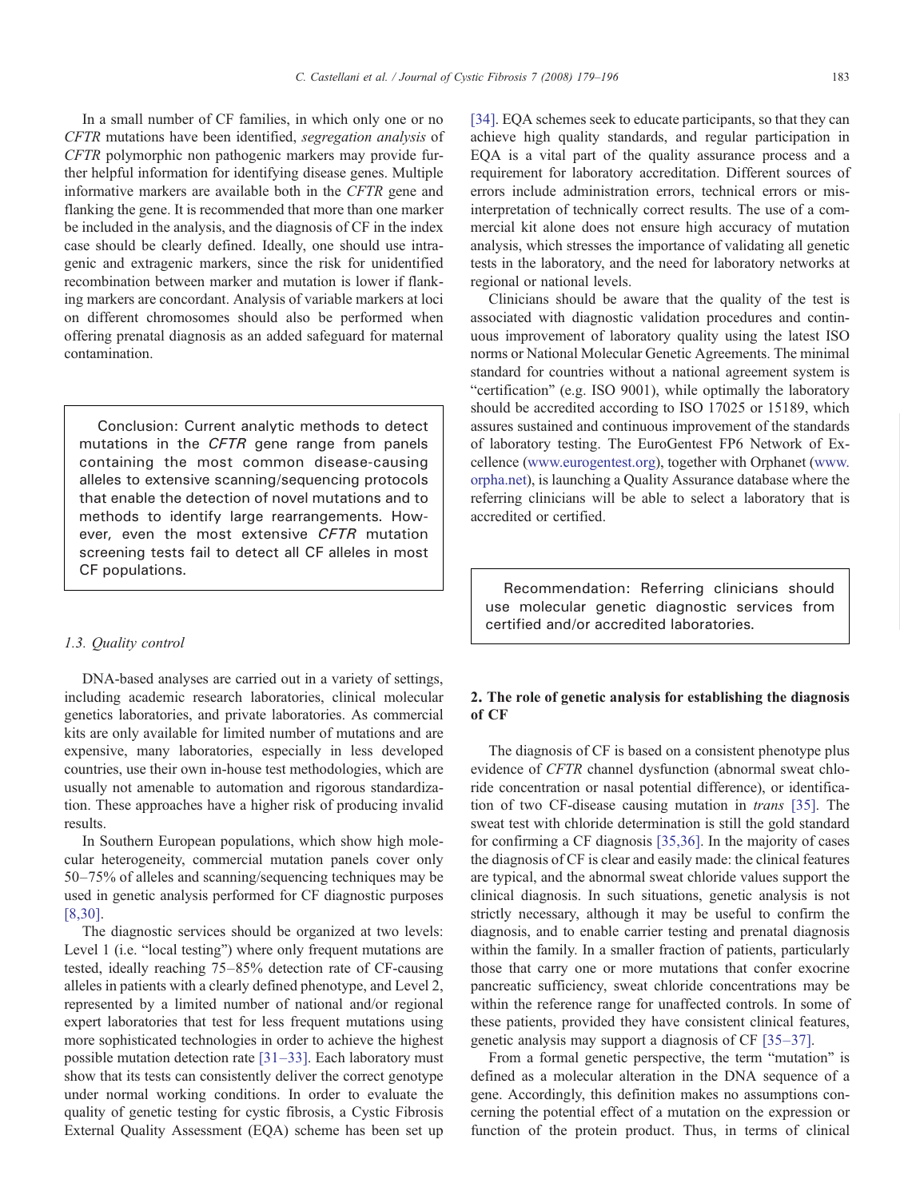In a small number of CF families, in which only one or no *CFTR* mutations have been identified, *segregation analysis* of *CFTR* polymorphic non pathogenic markers may provide further helpful information for identifying disease genes. Multiple informative markers are available both in the *CFTR* gene and flanking the gene. It is recommended that more than one marker be included in the analysis, and the diagnosis of CF in the index case should be clearly defined. Ideally, one should use intragenic and extragenic markers, since the risk for unidentified recombination between marker and mutation is lower if flanking markers are concordant. Analysis of variable markers at loci on different chromosomes should also be performed when offering prenatal diagnosis as an added safeguard for maternal contamination.

> Conclusion: Current analytic methods to detect mutations in the *CFTR* gene range from panels containing the most common disease-causing alleles to extensive scanning/sequencing protocols that enable the detection of novel mutations and to methods to identify large rearrangements. However, even the most extensive *CFTR* mutation screening tests fail to detect all CF alleles in most CF populations.

### 1.3. Quality control

DNA-based analyses are carried out in a variety of settings, including academic research laboratories, clinical molecular genetics laboratories, and private laboratories. As commercial kits are only available for limited number of mutations and are expensive, many laboratories, especially in less developed countries, use their own in-house test methodologies, which are usually not amenable to automation and rigorous standardization. These approaches have a higher risk of producing invalid results.

In Southern European populations, which show high molecular heterogeneity, commercial mutation panels cover only 50–75% of alleles and scanning/sequencing techniques may be used in genetic analysis performed for CF diagnostic purposes [8,30].

The diagnostic services should be organized at two levels: Level 1 (i.e. "local testing") where only frequent mutations are tested, ideally reaching 75–85% detection rate of CF-causing alleles in patients with a clearly defined phenotype, and Level 2, represented by a limited number of national and/or regional expert laboratories that test for less frequent mutations using more sophisticated technologies in order to achieve the highest possible mutation detection rate [31–33]. Each laboratory must show that its tests can consistently deliver the correct genotype under normal working conditions. In order to evaluate the quality of genetic testing for cystic fibrosis, a Cystic Fibrosis External Quality Assessment (EQA) scheme has been set up [34]. EQA schemes seek to educate participants, so that they can achieve high quality standards, and regular participation in EQA is a vital part of the quality assurance process and a requirement for laboratory accreditation. Different sources of errors include administration errors, technical errors or misinterpretation of technically correct results. The use of a commercial kit alone does not ensure high accuracy of mutation analysis, which stresses the importance of validating all genetic tests in the laboratory, and the need for laboratory networks at regional or national levels.

Clinicians should be aware that the quality of the test is associated with diagnostic validation procedures and continuous improvement of laboratory quality using the latest ISO norms or National Molecular Genetic Agreements. The minimal standard for countries without a national agreement system is "certification" (e.g. ISO 9001), while optimally the laboratory should be accredited according to ISO 17025 or 15189, which assures sustained and continuous improvement of the standards of laboratory testing. The EuroGentest FP6 Network of Excellence (www.eurogentest.org), together with Orphanet (www.orpha.net), is launching a Quality Assurance database where the referring clinicians will be able to select a laboratory that is accredited or certified.

> Recommendation: Referring clinicians should use molecular genetic diagnostic services from certified and/or accredited laboratories.

## 2. The role of genetic analysis for establishing the diagnosis of CF

The diagnosis of CF is based on a consistent phenotype plus evidence of *CFTR* channel dysfunction (abnormal sweat chloride concentration or nasal potential difference), or identification of two CF-disease causing mutation in *trans* [35]. The sweat test with chloride determination is still the gold standard for confirming a CF diagnosis [35,36]. In the majority of cases the diagnosis of CF is clear and easily made: the clinical features are typical, and the abnormal sweat chloride values support the clinical diagnosis. In such situations, genetic analysis is not strictly necessary, although it may be useful to confirm the diagnosis, and to enable carrier testing and prenatal diagnosis within the family. In a smaller fraction of patients, particularly those that carry one or more mutations that confer exocrine pancreatic sufficiency, sweat chloride concentrations may be within the reference range for unaffected controls. In some of these patients, provided they have consistent clinical features, genetic analysis may support a diagnosis of CF [35–37].

From a formal genetic perspective, the term "mutation" is defined as a molecular alteration in the DNA sequence of a gene. Accordingly, this definition makes no assumptions concerning the potential effect of a mutation on the expression or function of the protein product. Thus, in terms of clinical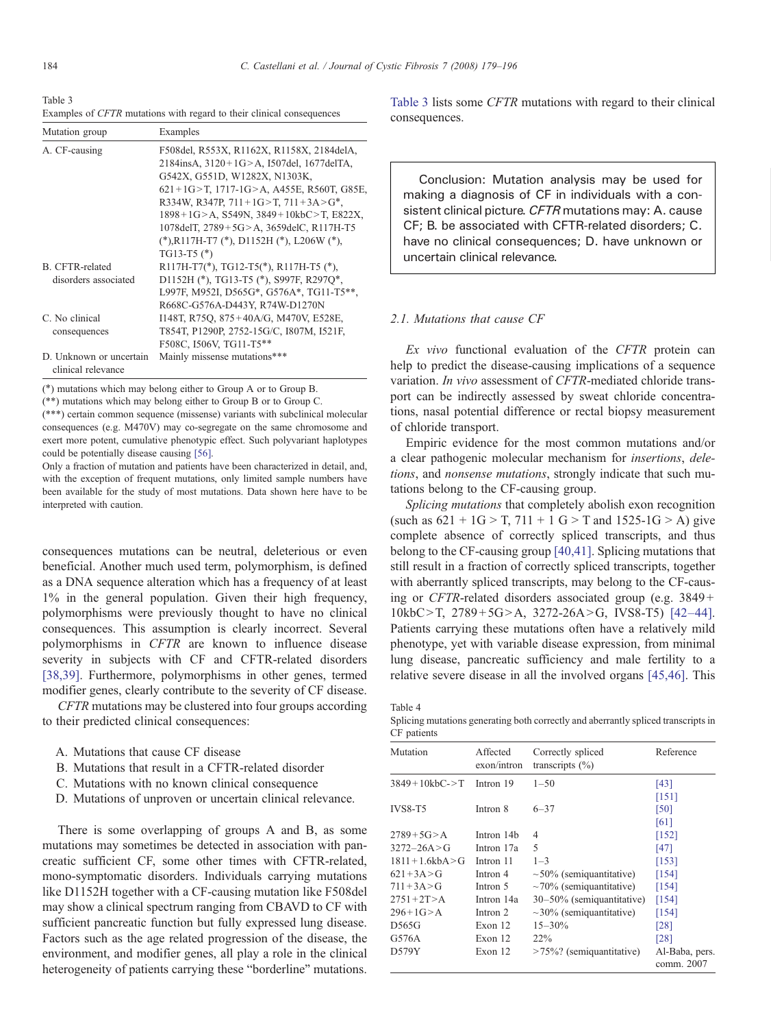Table 3
Examples of *CFTR* mutations with regard to their clinical consequences

| Mutation group | Examples |
|---|---|
| A. CF-causing | F508del, R553X, R1162X, R1158X, 2184delA, 2184insA, 3120+1G>A, I507del, 1677delTA, G542X, G551D, W1282X, N1303K, 621+1G>T, 1717-1G>A, A455E, R560T, G85E, R334W, R347P, 711+1G>T, 711+3A>G*, 1898+1G>A, S549N, 3849+10kbC>T, E822X, 1078delT, 2789+5G>A, 3659delC, R117H-T5 (*),R117H-T7 (*), D1152H (*), L206W (*), TG13-T5 (*) |
| B. CFTR-related disorders associated | R117H-T7(*), TG12-T5(*), R117H-T5 (*), D1152H (*), TG13-T5 (*), S997F, R297Q*, L997F, M952I, D565G*, G576A*, TG11-T5**, R668C-G576A-D443Y, R74W-D1270N |
| C. No clinical consequences | I148T, R75Q, 875+40A/G, M470V, E528E, T854T, P1290P, 2752-15G/C, I807M, I521F, F508C, I506V, TG11-T5** |
| D. Unknown or uncertain clinical relevance | Mainly missense mutations*** |

(*) mutations which may belong either to Group A or to Group B.
(**) mutations which may belong either to Group B or to Group C.
(***) certain common sequence (missense) variants with subclinical molecular consequences (e.g. M470V) may co-segregate on the same chromosome and exert more potent, cumulative phenotypic effect. Such polyvariant haplotypes could be potentially disease causing [56].
Only a fraction of mutation and patients have been characterized in detail, and, with the exception of frequent mutations, only limited sample numbers have been available for the study of most mutations. Data shown here have to be interpreted with caution.

consequences mutations can be neutral, deleterious or even beneficial. Another much used term, polymorphism, is defined as a DNA sequence alteration which has a frequency of at least 1% in the general population. Given their high frequency, polymorphisms were previously thought to have no clinical consequences. This assumption is clearly incorrect. Several polymorphisms in *CFTR* are known to influence disease severity in subjects with CF and CFTR-related disorders [38,39]. Furthermore, polymorphisms in other genes, termed modifier genes, clearly contribute to the severity of CF disease.

*CFTR* mutations may be clustered into four groups according to their predicted clinical consequences:

- A. Mutations that cause CF disease
- B. Mutations that result in a CFTR-related disorder
- C. Mutations with no known clinical consequence
- D. Mutations of unproven or uncertain clinical relevance.

There is some overlapping of groups A and B, as some mutations may sometimes be detected in association with pancreatic sufficient CF, some other times with CFTR-related, mono-symptomatic disorders. Individuals carrying mutations like D1152H together with a CF-causing mutation like F508del may show a clinical spectrum ranging from CBAVD to CF with sufficient pancreatic function but fully expressed lung disease. Factors such as the age related progression of the disease, the environment, and modifier genes, all play a role in the clinical heterogeneity of patients carrying these "borderline" mutations.

Table 3 lists some *CFTR* mutations with regard to their clinical consequences.

> Conclusion: Mutation analysis may be used for making a diagnosis of CF in individuals with a consistent clinical picture. *CFTR* mutations may: A. cause CF; B. be associated with CFTR-related disorders; C. have no clinical consequences; D. have unknown or uncertain clinical relevance.

### 2.1. Mutations that cause CF

*Ex vivo* functional evaluation of the *CFTR* protein can help to predict the disease-causing implications of a sequence variation. *In vivo* assessment of *CFTR*-mediated chloride transport can be indirectly assessed by sweat chloride concentrations, nasal potential difference or rectal biopsy measurement of chloride transport.

Empiric evidence for the most common mutations and/or a clear pathogenic molecular mechanism for *insertions*, *deletions*, and *nonsense mutations*, strongly indicate that such mutations belong to the CF-causing group.

*Splicing mutations* that completely abolish exon recognition (such as 621 + 1G > T, 711 + 1 G > T and 1525-1G > A) give complete absence of correctly spliced transcripts, and thus belong to the CF-causing group [40,41]. Splicing mutations that still result in a fraction of correctly spliced transcripts, together with aberrantly spliced transcripts, may belong to the CF-causing or *CFTR*-related disorders associated group (e.g. 3849+10kbC>T, 2789+5G>A, 3272-26A>G, IVS8-T5) [42–44]. Patients carrying these mutations often have a relatively mild phenotype, yet with variable disease expression, from minimal lung disease, pancreatic sufficiency and male fertility to a relative severe disease in all the involved organs [45,46]. This

Table 4
Splicing mutations generating both correctly and aberrantly spliced transcripts in CF patients

| Mutation | Affected exon/intron | Correctly spliced transcripts (%) | Reference |
|---|---|---|---|
| 3849+10kbC->T | Intron 19 | 1–50 | [43] [151] |
| IVS8-T5 | Intron 8 | 6–37 | [50] [61] |
| 2789+5G>A | Intron 14b | 4 | [152] |
| 3272–26A>G | Intron 17a | 5 | [47] |
| 1811+1.6kbA>G | Intron 11 | 1–3 | [153] |
| 621+3A>G | Intron 4 | ~50% (semiquantitative) | [154] |
| 711+3A>G | Intron 5 | ~70% (semiquantitative) | [154] |
| 2751+2T>A | Intron 14a | 30–50% (semiquantitative) | [154] |
| 296+1G>A | Intron 2 | ~30% (semiquantitative) | [154] |
| D565G | Exon 12 | 15–30% | [28] |
| G576A | Exon 12 | 22% | [28] |
| D579Y | Exon 12 | >75%? (semiquantitative) | Al-Baba, pers. comm. 2007 |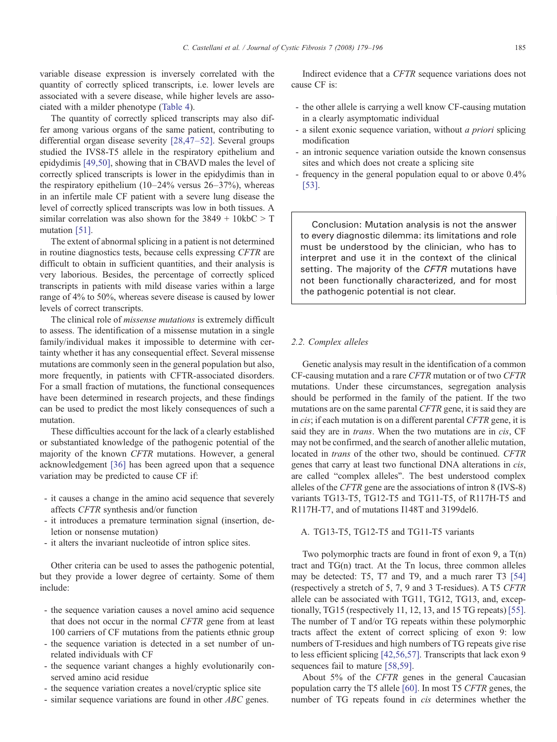variable disease expression is inversely correlated with the quantity of correctly spliced transcripts, i.e. lower levels are associated with a severe disease, while higher levels are associated with a milder phenotype (Table 4).

The quantity of correctly spliced transcripts may also differ among various organs of the same patient, contributing to differential organ disease severity [28,47–52]. Several groups studied the IVS8-T5 allele in the respiratory epithelium and epidydimis [49,50], showing that in CBAVD males the level of correctly spliced transcripts is lower in the epidydimis than in the respiratory epithelium (10–24% versus 26–37%), whereas in an infertile male CF patient with a severe lung disease the level of correctly spliced transcripts was low in both tissues. A similar correlation was also shown for the 3849 + 10kbC > T mutation [51].

The extent of abnormal splicing in a patient is not determined in routine diagnostics tests, because cells expressing *CFTR* are difficult to obtain in sufficient quantities, and their analysis is very laborious. Besides, the percentage of correctly spliced transcripts in patients with mild disease varies within a large range of 4% to 50%, whereas severe disease is caused by lower levels of correct transcripts.

The clinical role of *missense mutations* is extremely difficult to assess. The identification of a missense mutation in a single family/individual makes it impossible to determine with certainty whether it has any consequential effect. Several missense mutations are commonly seen in the general population but also, more frequently, in patients with CFTR-associated disorders. For a small fraction of mutations, the functional consequences have been determined in research projects, and these findings can be used to predict the most likely consequences of such a mutation.

These difficulties account for the lack of a clearly established or substantiated knowledge of the pathogenic potential of the majority of the known *CFTR* mutations. However, a general acknowledgement [36] has been agreed upon that a sequence variation may be predicted to cause CF if:

- it causes a change in the amino acid sequence that severely affects *CFTR* synthesis and/or function
- it introduces a premature termination signal (insertion, deletion or nonsense mutation)
- it alters the invariant nucleotide of intron splice sites.

Other criteria can be used to asses the pathogenic potential, but they provide a lower degree of certainty. Some of them include:

- the sequence variation causes a novel amino acid sequence that does not occur in the normal *CFTR* gene from at least 100 carriers of CF mutations from the patients ethnic group
- the sequence variation is detected in a set number of unrelated individuals with CF
- the sequence variant changes a highly evolutionarily conserved amino acid residue
- the sequence variation creates a novel/cryptic splice site
- similar sequence variations are found in other *ABC* genes.

Indirect evidence that a *CFTR* sequence variations does not cause CF is:

- the other allele is carrying a well know CF-causing mutation in a clearly asymptomatic individual
- a silent exonic sequence variation, without *a priori* splicing modification
- an intronic sequence variation outside the known consensus sites and which does not create a splicing site
- frequency in the general population equal to or above 0.4% [53].

> Conclusion: Mutation analysis is not the answer to every diagnostic dilemma: its limitations and role must be understood by the clinician, who has to interpret and use it in the context of the clinical setting. The majority of the *CFTR* mutations have not been functionally characterized, and for most the pathogenic potential is not clear.

### 2.2. Complex alleles

Genetic analysis may result in the identification of a common CF-causing mutation and a rare *CFTR* mutation or of two *CFTR* mutations. Under these circumstances, segregation analysis should be performed in the family of the patient. If the two mutations are on the same parental *CFTR* gene, it is said they are in *cis*; if each mutation is on a different parental *CFTR* gene, it is said they are in *trans*. When the two mutations are in *cis*, CF may not be confirmed, and the search of another allelic mutation, located in *trans* of the other two, should be continued. *CFTR* genes that carry at least two functional DNA alterations in *cis*, are called "complex alleles". The best understood complex alleles of the *CFTR* gene are the associations of intron 8 (IVS-8) variants TG13-T5, TG12-T5 and TG11-T5, of R117H-T5 and R117H-T7, and of mutations I148T and 3199del6.

A. TG13-T5, TG12-T5 and TG11-T5 variants

Two polymorphic tracts are found in front of exon 9, a T(n) tract and TG(n) tract. At the Tn locus, three common alleles may be detected: T5, T7 and T9, and a much rarer T3 [54] (respectively a stretch of 5, 7, 9 and 3 T-residues). A T5 *CFTR* allele can be associated with TG11, TG12, TG13, and, exceptionally, TG15 (respectively 11, 12, 13, and 15 TG repeats) [55]. The number of T and/or TG repeats within these polymorphic tracts affect the extent of correct splicing of exon 9: low numbers of T-residues and high numbers of TG repeats give rise to less efficient splicing [42,56,57]. Transcripts that lack exon 9 sequences fail to mature [58,59].

About 5% of the *CFTR* genes in the general Caucasian population carry the T5 allele [60]. In most T5 *CFTR* genes, the number of TG repeats found in *cis* determines whether the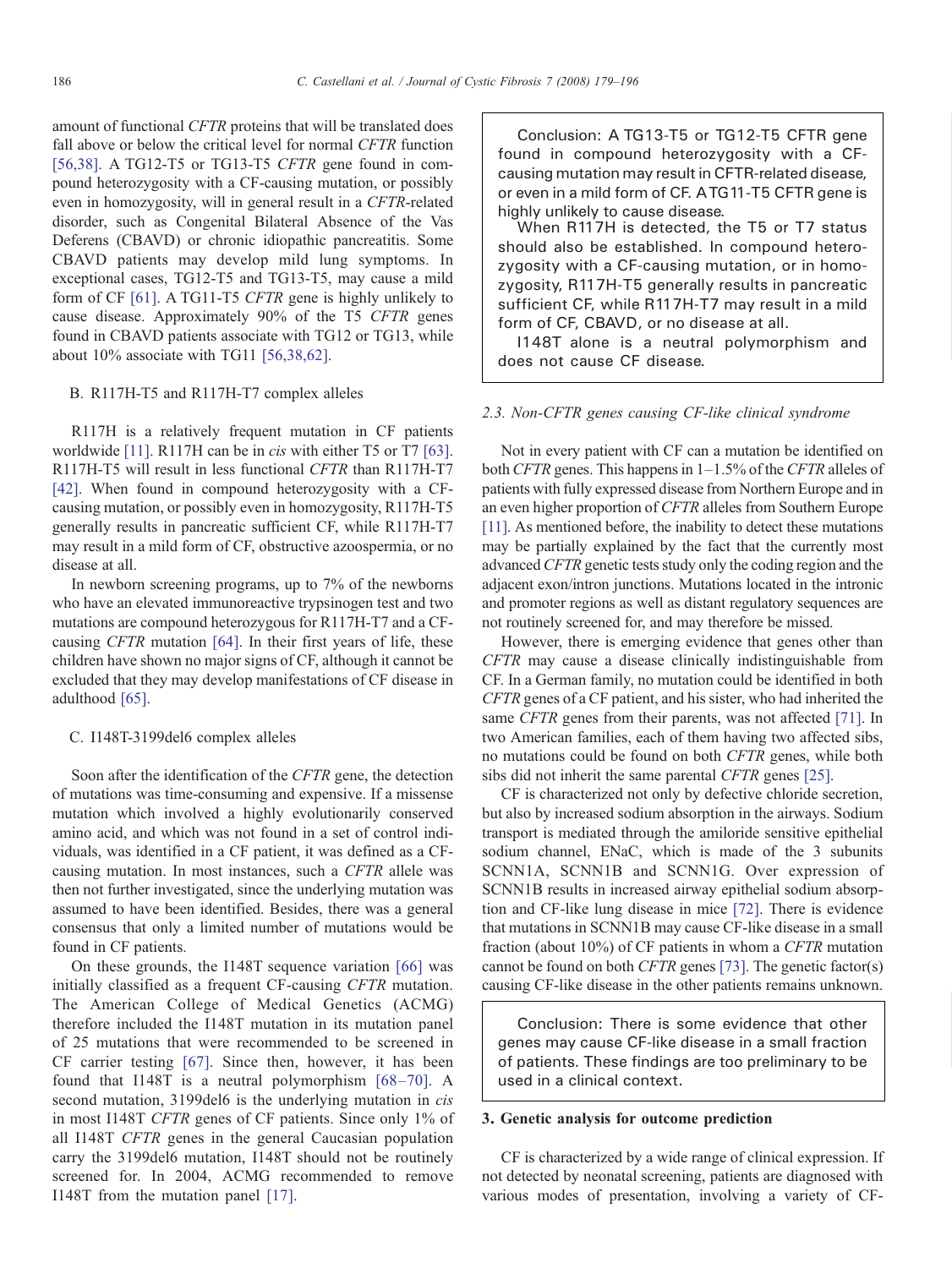amount of functional *CFTR* proteins that will be translated does fall above or below the critical level for normal *CFTR* function [56,38]. A TG12-T5 or TG13-T5 *CFTR* gene found in compound heterozygosity with a CF-causing mutation, or possibly even in homozygosity, will in general result in a *CFTR*-related disorder, such as Congenital Bilateral Absence of the Vas Deferens (CBAVD) or chronic idiopathic pancreatitis. Some CBAVD patients may develop mild lung symptoms. In exceptional cases, TG12-T5 and TG13-T5, may cause a mild form of CF [61]. A TG11-T5 *CFTR* gene is highly unlikely to cause disease. Approximately 90% of the T5 *CFTR* genes found in CBAVD patients associate with TG12 or TG13, while about 10% associate with TG11 [56,38,62].

B. R117H-T5 and R117H-T7 complex alleles

R117H is a relatively frequent mutation in CF patients worldwide [11]. R117H can be in *cis* with either T5 or T7 [63]. R117H-T5 will result in less functional *CFTR* than R117H-T7 [42]. When found in compound heterozygosity with a CF-causing mutation, or possibly even in homozygosity, R117H-T5 generally results in pancreatic sufficient CF, while R117H-T7 may result in a mild form of CF, obstructive azoospermia, or no disease at all.

In newborn screening programs, up to 7% of the newborns who have an elevated immunoreactive trypsinogen test and two mutations are compound heterozygous for R117H-T7 and a CF-causing *CFTR* mutation [64]. In their first years of life, these children have shown no major signs of CF, although it cannot be excluded that they may develop manifestations of CF disease in adulthood [65].

C. I148T-3199del6 complex alleles

Soon after the identification of the *CFTR* gene, the detection of mutations was time-consuming and expensive. If a missense mutation which involved a highly evolutionarily conserved amino acid, and which was not found in a set of control individuals, was identified in a CF patient, it was defined as a CF-causing mutation. In most instances, such a *CFTR* allele was then not further investigated, since the underlying mutation was assumed to have been identified. Besides, there was a general consensus that only a limited number of mutations would be found in CF patients.

On these grounds, the I148T sequence variation [66] was initially classified as a frequent CF-causing *CFTR* mutation. The American College of Medical Genetics (ACMG) therefore included the I148T mutation in its mutation panel of 25 mutations that were recommended to be screened in CF carrier testing [67]. Since then, however, it has been found that I148T is a neutral polymorphism [68–70]. A second mutation, 3199del6 is the underlying mutation in *cis* in most I148T *CFTR* genes of CF patients. Since only 1% of all I148T *CFTR* genes in the general Caucasian population carry the 3199del6 mutation, I148T should not be routinely screened for. In 2004, ACMG recommended to remove I148T from the mutation panel [17].

> Conclusion: A TG13-T5 or TG12-T5 CFTR gene found in compound heterozygosity with a CF-causing mutation may result in CFTR-related disease, or even in a mild form of CF. A TG11-T5 CFTR gene is highly unlikely to cause disease.
>
> When R117H is detected, the T5 or T7 status should also be established. In compound heterozygosity with a CF-causing mutation, or in homozygosity, R117H-T5 generally results in pancreatic sufficient CF, while R117H-T7 may result in a mild form of CF, CBAVD, or no disease at all.
>
> I148T alone is a neutral polymorphism and does not cause CF disease.

### 2.3. Non-CFTR genes causing CF-like clinical syndrome

Not in every patient with CF can a mutation be identified on both *CFTR* genes. This happens in 1–1.5% of the *CFTR* alleles of patients with fully expressed disease from Northern Europe and in an even higher proportion of *CFTR* alleles from Southern Europe [11]. As mentioned before, the inability to detect these mutations may be partially explained by the fact that the currently most advanced *CFTR* genetic tests study only the coding region and the adjacent exon/intron junctions. Mutations located in the intronic and promoter regions as well as distant regulatory sequences are not routinely screened for, and may therefore be missed.

However, there is emerging evidence that genes other than *CFTR* may cause a disease clinically indistinguishable from CF. In a German family, no mutation could be identified in both *CFTR* genes of a CF patient, and his sister, who had inherited the same *CFTR* genes from their parents, was not affected [71]. In two American families, each of them having two affected sibs, no mutations could be found on both *CFTR* genes, while both sibs did not inherit the same parental *CFTR* genes [25].

CF is characterized not only by defective chloride secretion, but also by increased sodium absorption in the airways. Sodium transport is mediated through the amiloride sensitive epithelial sodium channel, ENaC, which is made of the 3 subunits SCNN1A, SCNN1B and SCNN1G. Over expression of SCNN1B results in increased airway epithelial sodium absorption and CF-like lung disease in mice [72]. There is evidence that mutations in SCNN1B may cause CF-like disease in a small fraction (about 10%) of CF patients in whom a *CFTR* mutation cannot be found on both *CFTR* genes [73]. The genetic factor(s) causing CF-like disease in the other patients remains unknown.

> Conclusion: There is some evidence that other genes may cause CF-like disease in a small fraction of patients. These findings are too preliminary to be used in a clinical context.

## 3. Genetic analysis for outcome prediction

CF is characterized by a wide range of clinical expression. If not detected by neonatal screening, patients are diagnosed with various modes of presentation, involving a variety of CF-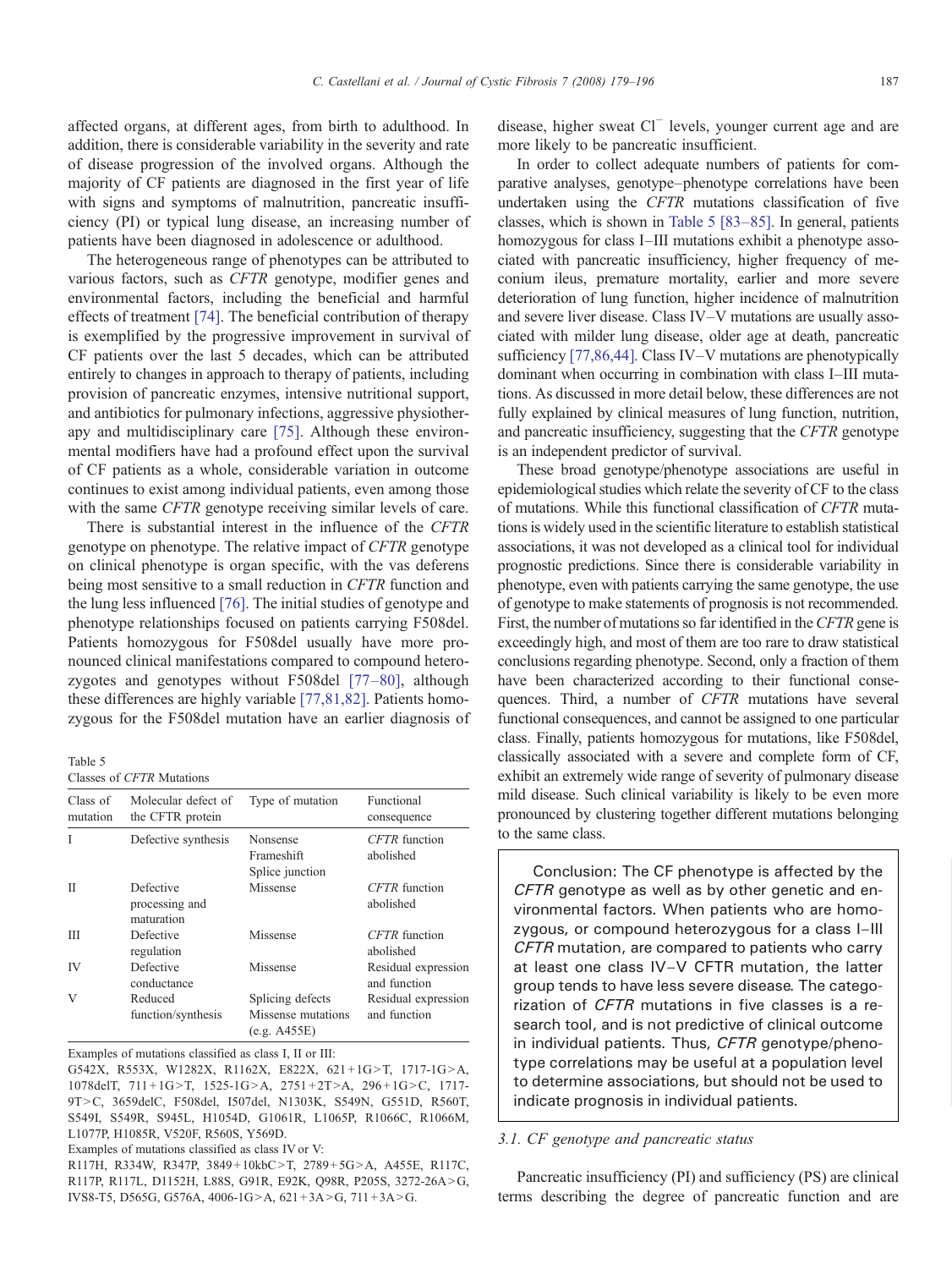affected organs, at different ages, from birth to adulthood. In addition, there is considerable variability in the severity and rate of disease progression of the involved organs. Although the majority of CF patients are diagnosed in the first year of life with signs and symptoms of malnutrition, pancreatic insufficiency (PI) or typical lung disease, an increasing number of patients have been diagnosed in adolescence or adulthood.

The heterogeneous range of phenotypes can be attributed to various factors, such as *CFTR* genotype, modifier genes and environmental factors, including the beneficial and harmful effects of treatment [74]. The beneficial contribution of therapy is exemplified by the progressive improvement in survival of CF patients over the last 5 decades, which can be attributed entirely to changes in approach to therapy of patients, including provision of pancreatic enzymes, intensive nutritional support, and antibiotics for pulmonary infections, aggressive physiotherapy and multidisciplinary care [75]. Although these environmental modifiers have had a profound effect upon the survival of CF patients as a whole, considerable variation in outcome continues to exist among individual patients, even among those with the same *CFTR* genotype receiving similar levels of care.

There is substantial interest in the influence of the *CFTR* genotype on phenotype. The relative impact of *CFTR* genotype on clinical phenotype is organ specific, with the vas deferens being most sensitive to a small reduction in *CFTR* function and the lung less influenced [76]. The initial studies of genotype and phenotype relationships focused on patients carrying F508del. Patients homozygous for F508del usually have more pronounced clinical manifestations compared to compound heterozygotes and genotypes without F508del [77–80], although these differences are highly variable [77,81,82]. Patients homozygous for the F508del mutation have an earlier diagnosis of disease, higher sweat $Cl^-$ levels, younger current age and are more likely to be pancreatic insufficient.

In order to collect adequate numbers of patients for comparative analyses, genotype–phenotype correlations have been undertaken using the *CFTR* mutations classification of five classes, which is shown in Table 5 [83–85]. In general, patients homozygous for class I–III mutations exhibit a phenotype associated with pancreatic insufficiency, higher frequency of meconium ileus, premature mortality, earlier and more severe deterioration of lung function, higher incidence of malnutrition and severe liver disease. Class IV–V mutations are usually associated with milder lung disease, older age at death, pancreatic sufficiency [77,86,44]. Class IV–V mutations are phenotypically dominant when occurring in combination with class I–III mutations. As discussed in more detail below, these differences are not fully explained by clinical measures of lung function, nutrition, and pancreatic insufficiency, suggesting that the *CFTR* genotype is an independent predictor of survival.

These broad genotype/phenotype associations are useful in epidemiological studies which relate the severity of CF to the class of mutations. While this functional classification of *CFTR* mutations is widely used in the scientific literature to establish statistical associations, it was not developed as a clinical tool for individual prognostic predictions. Since there is considerable variability in phenotype, even with patients carrying the same genotype, the use of genotype to make statements of prognosis is not recommended. First, the number of mutations so far identified in the *CFTR* gene is exceedingly high, and most of them are too rare to draw statistical conclusions regarding phenotype. Second, only a fraction of them have been characterized according to their functional consequences. Third, a number of *CFTR* mutations have several functional consequences, and cannot be assigned to one particular class. Finally, patients homozygous for mutations, like F508del, classically associated with a severe and complete form of CF, exhibit an extremely wide range of severity of pulmonary disease mild disease. Such clinical variability is likely to be even more pronounced by clustering together different mutations belonging to the same class.

Table 5
Classes of *CFTR* Mutations

| Class of mutation | Molecular defect of the CFTR protein | Type of mutation | Functional consequence |
|---|---|---|---|
| I | Defective synthesis | Nonsense<br>Frameshift<br>Splice junction | *CFTR* function abolished |
| II | Defective processing and maturation | Missense | *CFTR* function abolished |
| III | Defective regulation | Missense | *CFTR* function abolished |
| IV | Defective conductance | Missense | Residual expression and function |
| V | Reduced function/synthesis | Splicing defects<br>Missense mutations (e.g. A455E) | Residual expression and function |

Examples of mutations classified as class I, II or III:
G542X, R553X, W1282X, R1162X, E822X, 621+1G>T, 1717-1G>A, 1078delT, 711+1G>T, 1525-1G>A, 2751+2T>A, 296+1G>C, 1717-9T>C, 3659delC, F508del, I507del, N1303K, S549N, G551D, R560T, S549I, S549R, S945L, H1054D, G1061R, L1065P, R1066C, R1066M, L1077P, H1085R, V520F, R560S, Y569D.
Examples of mutations classified as class IV or V:
R117H, R334W, R347P, 3849+10kbC>T, 2789+5G>A, A455E, R117C, R117P, R117L, D1152H, L88S, G91R, E92K, Q98R, P205S, 3272-26A>G, IVS8-T5, D565G, G576A, 4006-1G>A, 621+3A>G, 711+3A>G.

> Conclusion: The CF phenotype is affected by the *CFTR* genotype as well as by other genetic and environmental factors. When patients who are homozygous, or compound heterozygous for a class I–III *CFTR* mutation, are compared to patients who carry at least one class IV–V CFTR mutation, the latter group tends to have less severe disease. The categorization of *CFTR* mutations in five classes is a research tool, and is not predictive of clinical outcome in individual patients. Thus, *CFTR* genotype/phenotype correlations may be useful at a population level to determine associations, but should not be used to indicate prognosis in individual patients.

### 3.1. CF genotype and pancreatic status

Pancreatic insufficiency (PI) and sufficiency (PS) are clinical terms describing the degree of pancreatic function and are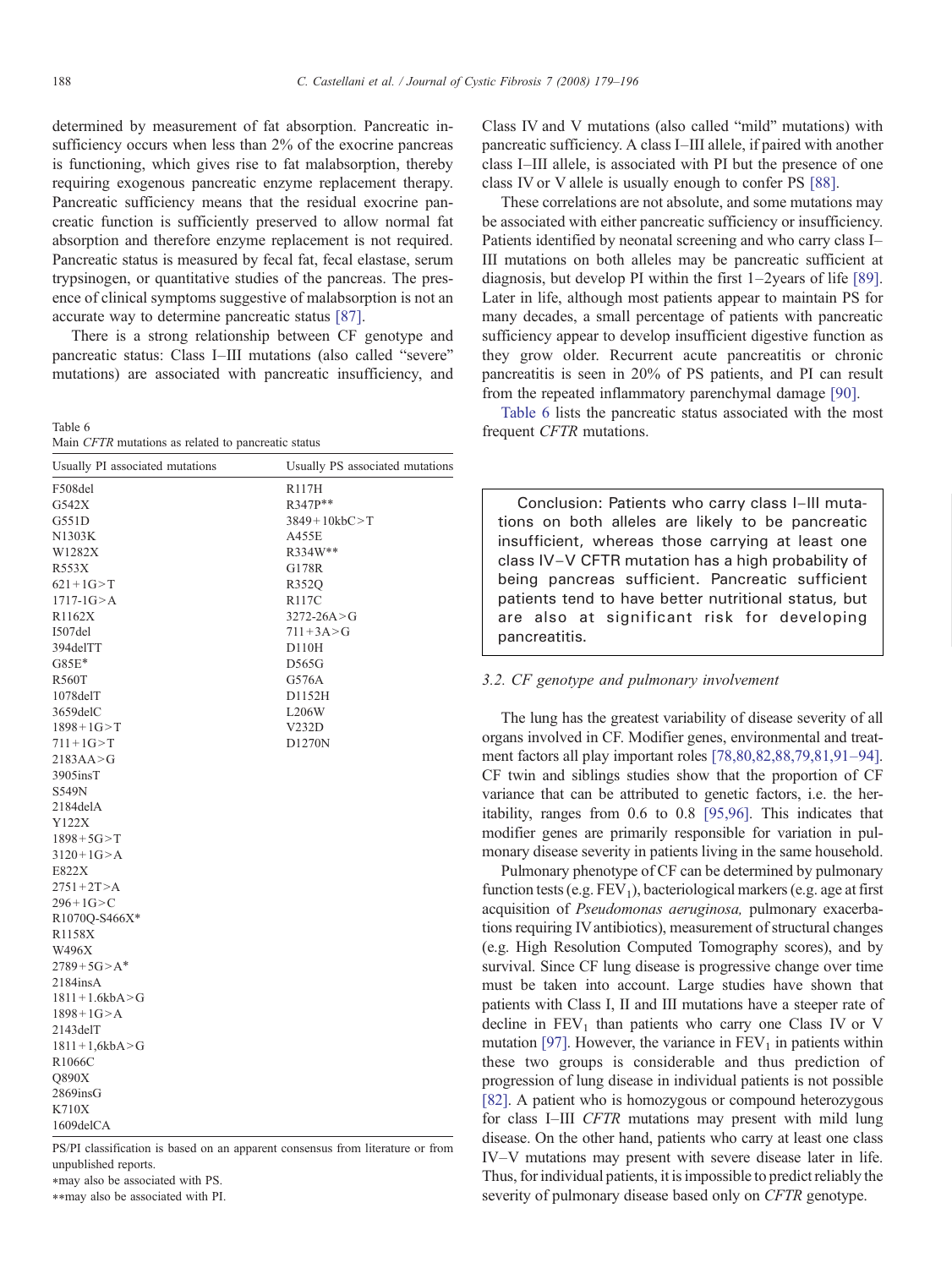determined by measurement of fat absorption. Pancreatic insufficiency occurs when less than 2% of the exocrine pancreas is functioning, which gives rise to fat malabsorption, thereby requiring exogenous pancreatic enzyme replacement therapy. Pancreatic sufficiency means that the residual exocrine pancreatic function is sufficiently preserved to allow normal fat absorption and therefore enzyme replacement is not required. Pancreatic status is measured by fecal fat, fecal elastase, serum trypsinogen, or quantitative studies of the pancreas. The presence of clinical symptoms suggestive of malabsorption is not an accurate way to determine pancreatic status [87].

There is a strong relationship between CF genotype and pancreatic status: Class I–III mutations (also called "severe" mutations) are associated with pancreatic insufficiency, and Class IV and V mutations (also called "mild" mutations) with pancreatic sufficiency. A class I–III allele, if paired with another class I–III allele, is associated with PI but the presence of one class IV or V allele is usually enough to confer PS [88].

These correlations are not absolute, and some mutations may be associated with either pancreatic sufficiency or insufficiency. Patients identified by neonatal screening and who carry class I–III mutations on both alleles may be pancreatic sufficient at diagnosis, but develop PI within the first 1–2years of life [89]. Later in life, although most patients appear to maintain PS for many decades, a small percentage of patients with pancreatic sufficiency appear to develop insufficient digestive function as they grow older. Recurrent acute pancreatitis or chronic pancreatitis is seen in 20% of PS patients, and PI can result from the repeated inflammatory parenchymal damage [90].

Table 6 lists the pancreatic status associated with the most frequent *CFTR* mutations.

Table 6
Main *CFTR* mutations as related to pancreatic status

| Usually PI associated mutations | Usually PS associated mutations |
|---|---|
| F508del | R117H |
| G542X | R347P** |
| G551D | 3849+10kbC>T |
| N1303K | A455E |
| W1282X | R334W** |
| R553X | G178R |
| 621+1G>T | R352Q |
| 1717-1G>A | R117C |
| R1162X | 3272-26A>G |
| I507del | 711+3A>G |
| 394delTT | D110H |
| G85E* | D565G |
| R560T | G576A |
| 1078delT | D1152H |
| 3659delC | L206W |
| 1898+1G>T | V232D |
| 711+1G>T | D1270N |
| 2183AA>G | |
| 3905insT | |
| S549N | |
| 2184delA | |
| Y122X | |
| 1898+5G>T | |
| 3120+1G>A | |
| E822X | |
| 2751+2T>A | |
| 296+1G>C | |
| R1070Q-S466X* | |
| R1158X | |
| W496X | |
| 2789+5G>A* | |
| 2184insA | |
| 1811+1.6kbA>G | |
| 1898+1G>A | |
| 2143delT | |
| 1811+1,6kbA>G | |
| R1066C | |
| Q890X | |
| 2869insG | |
| K710X | |
| 1609delCA | |

PS/PI classification is based on an apparent consensus from literature or from unpublished reports.
*may also be associated with PS.
**may also be associated with PI.

> Conclusion: Patients who carry class I–III mutations on both alleles are likely to be pancreatic insufficient, whereas those carrying at least one class IV–V CFTR mutation has a high probability of being pancreas sufficient. Pancreatic sufficient patients tend to have better nutritional status, but are also at significant risk for developing pancreatitis.

### *3.2. CF genotype and pulmonary involvement*

The lung has the greatest variability of disease severity of all organs involved in CF. Modifier genes, environmental and treatment factors all play important roles [78,80,82,88,79,81,91–94]. CF twin and siblings studies show that the proportion of CF variance that can be attributed to genetic factors, i.e. the heritability, ranges from 0.6 to 0.8 [95,96]. This indicates that modifier genes are primarily responsible for variation in pulmonary disease severity in patients living in the same household.

Pulmonary phenotype of CF can be determined by pulmonary function tests (e.g. $FEV_1$), bacteriological markers (e.g. age at first acquisition of *Pseudomonas aeruginosa,* pulmonary exacerbations requiring IV antibiotics), measurement of structural changes (e.g. High Resolution Computed Tomography scores), and by survival. Since CF lung disease is progressive change over time must be taken into account. Large studies have shown that patients with Class I, II and III mutations have a steeper rate of decline in $FEV_1$ than patients who carry one Class IV or V mutation [97]. However, the variance in $FEV_1$ in patients within these two groups is considerable and thus prediction of progression of lung disease in individual patients is not possible [82]. A patient who is homozygous or compound heterozygous for class I–III *CFTR* mutations may present with mild lung disease. On the other hand, patients who carry at least one class IV–V mutations may present with severe disease later in life. Thus, for individual patients, it is impossible to predict reliably the severity of pulmonary disease based only on *CFTR* genotype.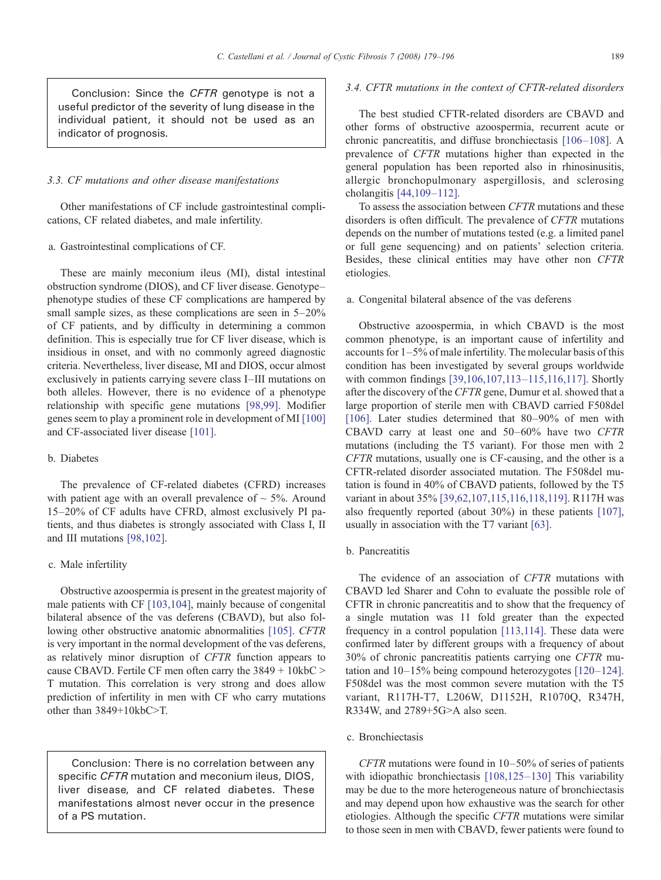> Conclusion: Since the *CFTR* genotype is not a useful predictor of the severity of lung disease in the individual patient, it should not be used as an indicator of prognosis.

### *3.3. CF mutations and other disease manifestations*

Other manifestations of CF include gastrointestinal complications, CF related diabetes, and male infertility.

a. Gastrointestinal complications of CF.

These are mainly meconium ileus (MI), distal intestinal obstruction syndrome (DIOS), and CF liver disease. Genotype–phenotype studies of these CF complications are hampered by small sample sizes, as these complications are seen in 5–20% of CF patients, and by difficulty in determining a common definition. This is especially true for CF liver disease, which is insidious in onset, and with no commonly agreed diagnostic criteria. Nevertheless, liver disease, MI and DIOS, occur almost exclusively in patients carrying severe class I–III mutations on both alleles. However, there is no evidence of a phenotype relationship with specific gene mutations [98,99]. Modifier genes seem to play a prominent role in development of MI [100] and CF-associated liver disease [101].

b. Diabetes

The prevalence of CF-related diabetes (CFRD) increases with patient age with an overall prevalence of ~ 5%. Around 15–20% of CF adults have CFRD, almost exclusively PI patients, and thus diabetes is strongly associated with Class I, II and III mutations [98,102].

c. Male infertility

Obstructive azoospermia is present in the greatest majority of male patients with CF [103,104], mainly because of congenital bilateral absence of the vas deferens (CBAVD), but also following other obstructive anatomic abnormalities [105]. *CFTR* is very important in the normal development of the vas deferens, as relatively minor disruption of *CFTR* function appears to cause CBAVD. Fertile CF men often carry the 3849 + 10kbC > T mutation. This correlation is very strong and does allow prediction of infertility in men with CF who carry mutations other than 3849+10kbC>T.

> Conclusion: There is no correlation between any specific *CFTR* mutation and meconium ileus, DIOS, liver disease, and CF related diabetes. These manifestations almost never occur in the presence of a PS mutation.

### *3.4. CFTR mutations in the context of CFTR-related disorders*

The best studied CFTR-related disorders are CBAVD and other forms of obstructive azoospermia, recurrent acute or chronic pancreatitis, and diffuse bronchiectasis [106–108]. A prevalence of *CFTR* mutations higher than expected in the general population has been reported also in rhinosinusitis, allergic bronchopulmonary aspergillosis, and sclerosing cholangitis [44,109–112].

To assess the association between *CFTR* mutations and these disorders is often difficult. The prevalence of *CFTR* mutations depends on the number of mutations tested (e.g. a limited panel or full gene sequencing) and on patients' selection criteria. Besides, these clinical entities may have other non *CFTR* etiologies.

a. Congenital bilateral absence of the vas deferens

Obstructive azoospermia, in which CBAVD is the most common phenotype, is an important cause of infertility and accounts for 1–5% of male infertility. The molecular basis of this condition has been investigated by several groups worldwide with common findings [39,106,107,113–115,116,117]. Shortly after the discovery of the *CFTR* gene, Dumur et al. showed that a large proportion of sterile men with CBAVD carried F508del [106]. Later studies determined that 80–90% of men with CBAVD carry at least one and 50–60% have two *CFTR* mutations (including the T5 variant). For those men with 2 *CFTR* mutations, usually one is CF-causing, and the other is a CFTR-related disorder associated mutation. The F508del mutation is found in 40% of CBAVD patients, followed by the T5 variant in about 35% [39,62,107,115,116,118,119]. R117H was also frequently reported (about 30%) in these patients [107], usually in association with the T7 variant [63].

b. Pancreatitis

The evidence of an association of *CFTR* mutations with CBAVD led Sharer and Cohn to evaluate the possible role of CFTR in chronic pancreatitis and to show that the frequency of a single mutation was 11 fold greater than the expected frequency in a control population [113,114]. These data were confirmed later by different groups with a frequency of about 30% of chronic pancreatitis patients carrying one *CFTR* mutation and 10–15% being compound heterozygotes [120–124]. F508del was the most common severe mutation with the T5 variant, R117H-T7, L206W, D1152H, R1070Q, R347H, R334W, and 2789+5G>A also seen.

c. Bronchiectasis

*CFTR* mutations were found in 10–50% of series of patients with idiopathic bronchiectasis [108,125–130] This variability may be due to the more heterogeneous nature of bronchiectasis and may depend upon how exhaustive was the search for other etiologies. Although the specific *CFTR* mutations were similar to those seen in men with CBAVD, fewer patients were found to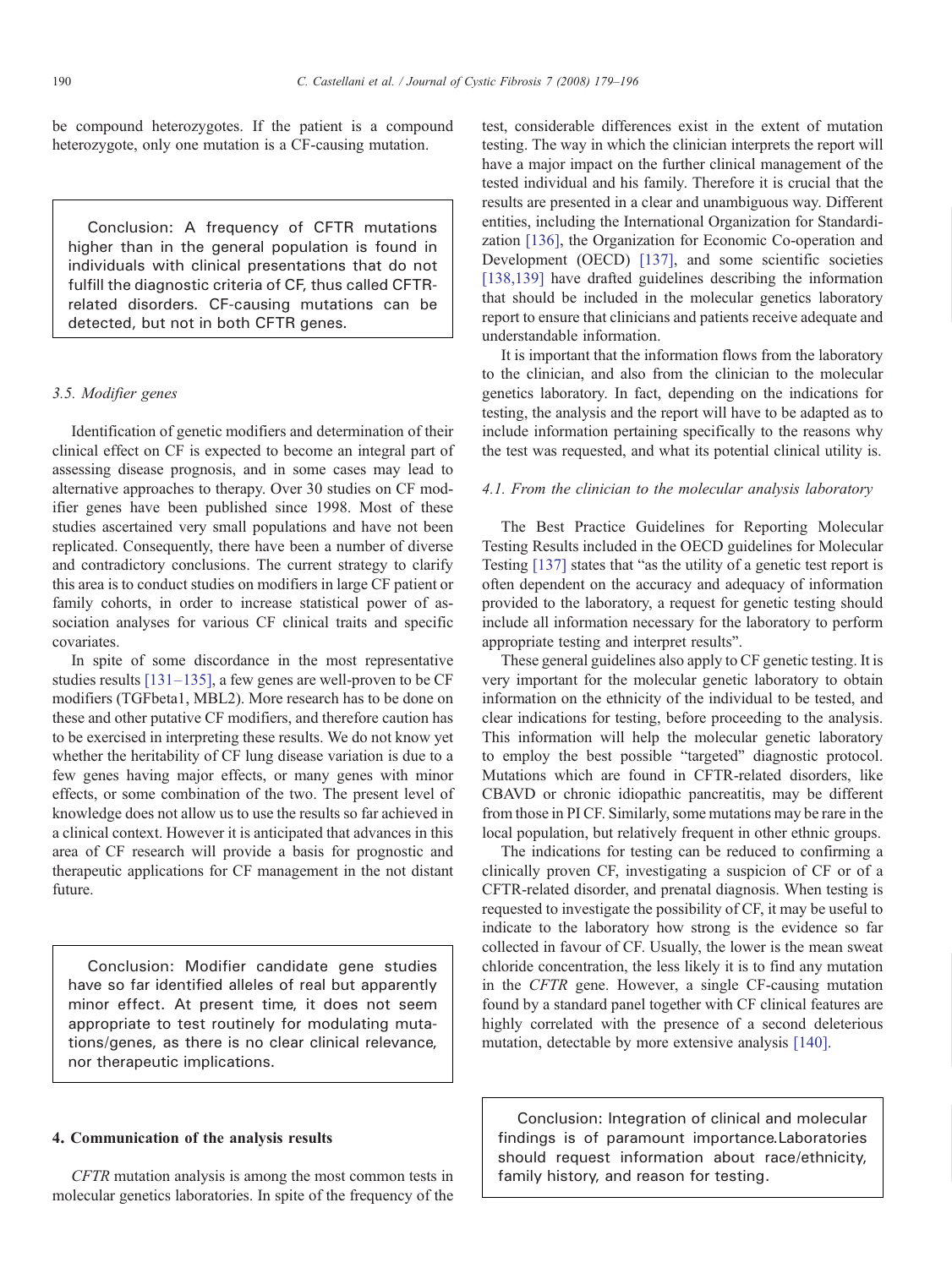be compound heterozygotes. If the patient is a compound heterozygote, only one mutation is a CF-causing mutation.

> Conclusion: A frequency of CFTR mutations higher than in the general population is found in individuals with clinical presentations that do not fulfill the diagnostic criteria of CF, thus called CFTR-related disorders. CF-causing mutations can be detected, but not in both CFTR genes.

### *3.5. Modifier genes*

Identification of genetic modifiers and determination of their clinical effect on CF is expected to become an integral part of assessing disease prognosis, and in some cases may lead to alternative approaches to therapy. Over 30 studies on CF modifier genes have been published since 1998. Most of these studies ascertained very small populations and have not been replicated. Consequently, there have been a number of diverse and contradictory conclusions. The current strategy to clarify this area is to conduct studies on modifiers in large CF patient or family cohorts, in order to increase statistical power of association analyses for various CF clinical traits and specific covariates.

In spite of some discordance in the most representative studies results [131–135], a few genes are well-proven to be CF modifiers (TGFbeta1, MBL2). More research has to be done on these and other putative CF modifiers, and therefore caution has to be exercised in interpreting these results. We do not know yet whether the heritability of CF lung disease variation is due to a few genes having major effects, or many genes with minor effects, or some combination of the two. The present level of knowledge does not allow us to use the results so far achieved in a clinical context. However it is anticipated that advances in this area of CF research will provide a basis for prognostic and therapeutic applications for CF management in the not distant future.

> Conclusion: Modifier candidate gene studies have so far identified alleles of real but apparently minor effect. At present time, it does not seem appropriate to test routinely for modulating mutations/genes, as there is no clear clinical relevance, nor therapeutic implications.

## 4. Communication of the analysis results

*CFTR* mutation analysis is among the most common tests in molecular genetics laboratories. In spite of the frequency of the test, considerable differences exist in the extent of mutation testing. The way in which the clinician interprets the report will have a major impact on the further clinical management of the tested individual and his family. Therefore it is crucial that the results are presented in a clear and unambiguous way. Different entities, including the International Organization for Standardization [136], the Organization for Economic Co-operation and Development (OECD) [137], and some scientific societies [138,139] have drafted guidelines describing the information that should be included in the molecular genetics laboratory report to ensure that clinicians and patients receive adequate and understandable information.

It is important that the information flows from the laboratory to the clinician, and also from the clinician to the molecular genetics laboratory. In fact, depending on the indications for testing, the analysis and the report will have to be adapted as to include information pertaining specifically to the reasons why the test was requested, and what its potential clinical utility is.

### *4.1. From the clinician to the molecular analysis laboratory*

The Best Practice Guidelines for Reporting Molecular Testing Results included in the OECD guidelines for Molecular Testing [137] states that "as the utility of a genetic test report is often dependent on the accuracy and adequacy of information provided to the laboratory, a request for genetic testing should include all information necessary for the laboratory to perform appropriate testing and interpret results".

These general guidelines also apply to CF genetic testing. It is very important for the molecular genetic laboratory to obtain information on the ethnicity of the individual to be tested, and clear indications for testing, before proceeding to the analysis. This information will help the molecular genetic laboratory to employ the best possible "targeted" diagnostic protocol. Mutations which are found in CFTR-related disorders, like CBAVD or chronic idiopathic pancreatitis, may be different from those in PI CF. Similarly, some mutations may be rare in the local population, but relatively frequent in other ethnic groups.

The indications for testing can be reduced to confirming a clinically proven CF, investigating a suspicion of CF or of a CFTR-related disorder, and prenatal diagnosis. When testing is requested to investigate the possibility of CF, it may be useful to indicate to the laboratory how strong is the evidence so far collected in favour of CF. Usually, the lower is the mean sweat chloride concentration, the less likely it is to find any mutation in the *CFTR* gene. However, a single CF-causing mutation found by a standard panel together with CF clinical features are highly correlated with the presence of a second deleterious mutation, detectable by more extensive analysis [140].

> Conclusion: Integration of clinical and molecular findings is of paramount importance. Laboratories should request information about race/ethnicity, family history, and reason for testing.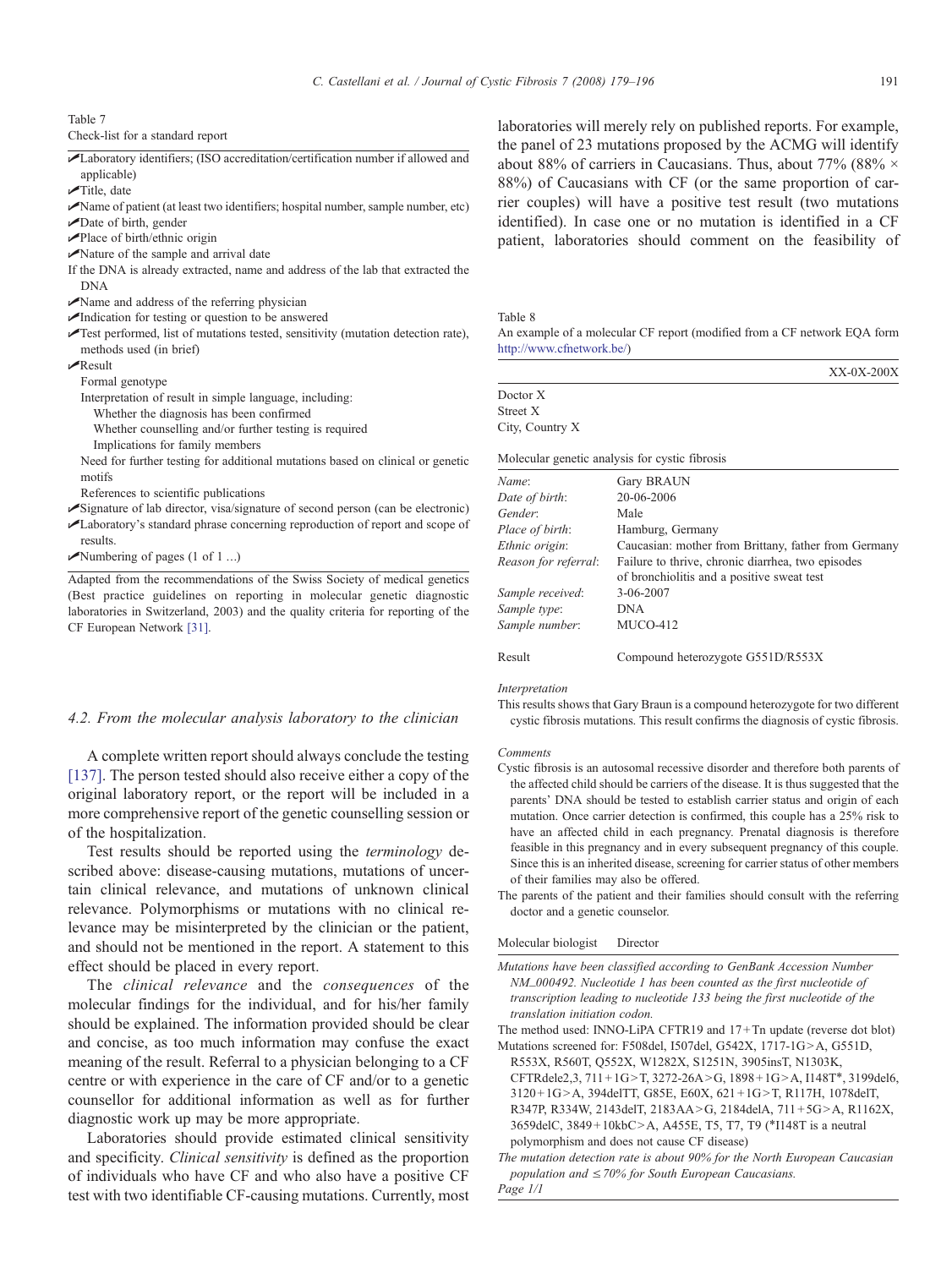Table 7

Check-list for a standard report

- ✓Laboratory identifiers; (ISO accreditation/certification number if allowed and applicable)
- ✓Title, date
- ✓Name of patient (at least two identifiers; hospital number, sample number, etc)
- ✓Date of birth, gender
- ✓Place of birth/ethnic origin
- ✓Nature of the sample and arrival date
- If the DNA is already extracted, name and address of the lab that extracted the DNA
- ✓Name and address of the referring physician
- ✓Indication for testing or question to be answered
- ✓Test performed, list of mutations tested, sensitivity (mutation detection rate), methods used (in brief)
- ✓Result
  - Formal genotype
  - Interpretation of result in simple language, including:
    - Whether the diagnosis has been confirmed
    - Whether counselling and/or further testing is required
    - Implications for family members
  - Need for further testing for additional mutations based on clinical or genetic motifs
  - References to scientific publications
- ✓Signature of lab director, visa/signature of second person (can be electronic)
- ✓Laboratory's standard phrase concerning reproduction of report and scope of results.
- ✓Numbering of pages (1 of 1 …)

Adapted from the recommendations of the Swiss Society of medical genetics (Best practice guidelines on reporting in molecular genetic diagnostic laboratories in Switzerland, 2003) and the quality criteria for reporting of the CF European Network [31].

### 4.2. From the molecular analysis laboratory to the clinician

A complete written report should always conclude the testing [137]. The person tested should also receive either a copy of the original laboratory report, or the report will be included in a more comprehensive report of the genetic counselling session or of the hospitalization.

Test results should be reported using the *terminology* described above: disease-causing mutations, mutations of uncertain clinical relevance, and mutations of unknown clinical relevance. Polymorphisms or mutations with no clinical relevance may be misinterpreted by the clinician or the patient, and should not be mentioned in the report. A statement to this effect should be placed in every report.

The *clinical relevance* and the *consequences* of the molecular findings for the individual, and for his/her family should be explained. The information provided should be clear and concise, as too much information may confuse the exact meaning of the result. Referral to a physician belonging to a CF centre or with experience in the care of CF and/or to a genetic counsellor for additional information as well as for further diagnostic work up may be more appropriate.

Laboratories should provide estimated clinical sensitivity and specificity. *Clinical sensitivity* is defined as the proportion of individuals who have CF and who also have a positive CF test with two identifiable CF-causing mutations. Currently, most laboratories will merely rely on published reports. For example, the panel of 23 mutations proposed by the ACMG will identify about 88% of carriers in Caucasians. Thus, about 77% (88% × 88%) of Caucasians with CF (or the same proportion of carrier couples) will have a positive test result (two mutations identified). In case one or no mutation is identified in a CF patient, laboratories should comment on the feasibility of

Table 8

An example of a molecular CF report (modified from a CF network EQA form http://www.cfnetwork.be/)

XX-0X-200X

Doctor X
Street X
City, Country X

Molecular genetic analysis for cystic fibrosis

| | |
|---|---|
| *Name*: | Gary BRAUN |
| *Date of birth*: | 20-06-2006 |
| *Gender*: | Male |
| *Place of birth*: | Hamburg, Germany |
| *Ethnic origin*: | Caucasian: mother from Brittany, father from Germany |
| *Reason for referral*: | Failure to thrive, chronic diarrhea, two episodes of bronchiolitis and a positive sweat test |
| *Sample received*: | 3-06-2007 |
| *Sample type*: | DNA |
| *Sample number*: | MUCO-412 |
| Result | Compound heterozygote G551D/R553X |

*Interpretation*

This results shows that Gary Braun is a compound heterozygote for two different cystic fibrosis mutations. This result confirms the diagnosis of cystic fibrosis.

*Comments*

Cystic fibrosis is an autosomal recessive disorder and therefore both parents of the affected child should be carriers of the disease. It is thus suggested that the parents' DNA should be tested to establish carrier status and origin of each mutation. Once carrier detection is confirmed, this couple has a 25% risk to have an affected child in each pregnancy. Prenatal diagnosis is therefore feasible in this pregnancy and in every subsequent pregnancy of this couple. Since this is an inherited disease, screening for carrier status of other members of their families may also be offered.

The parents of the patient and their families should consult with the referring doctor and a genetic counselor.

Molecular biologist     Director

*Mutations have been classified according to GenBank Accession Number NM_000492. Nucleotide 1 has been counted as the first nucleotide of transcription leading to nucleotide 133 being the first nucleotide of the translation initiation codon.*

The method used: INNO-LiPA CFTR19 and 17+Tn update (reverse dot blot)

Mutations screened for: F508del, I507del, G542X, 1717-1G>A, G551D, R553X, R560T, Q552X, W1282X, S1251N, 3905insT, N1303K, CFTRdele2,3, 711+1G>T, 3272-26A>G, 1898+1G>A, I148T*, 3199del6, 3120+1G>A, 394delTT, G85E, E60X, 621+1G>T, R117H, 1078delT, R347P, R334W, 2143delT, 2183AA>G, 2184delA, 711+5G>A, R1162X, 3659delC, 3849+10kbC>A, A455E, T5, T7, T9 (*I148T is a neutral polymorphism and does not cause CF disease)

*The mutation detection rate is about 90% for the North European Caucasian population and ≤70% for South European Caucasians.*

*Page 1/1*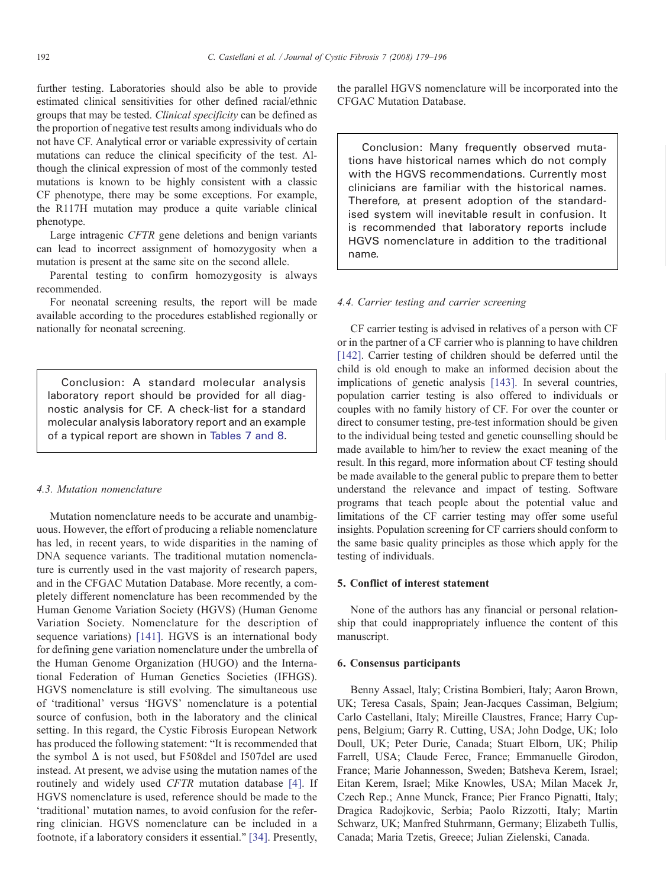further testing. Laboratories should also be able to provide estimated clinical sensitivities for other defined racial/ethnic groups that may be tested. *Clinical specificity* can be defined as the proportion of negative test results among individuals who do not have CF. Analytical error or variable expressivity of certain mutations can reduce the clinical specificity of the test. Although the clinical expression of most of the commonly tested mutations is known to be highly consistent with a classic CF phenotype, there may be some exceptions. For example, the R117H mutation may produce a quite variable clinical phenotype.

Large intragenic *CFTR* gene deletions and benign variants can lead to incorrect assignment of homozygosity when a mutation is present at the same site on the second allele.

Parental testing to confirm homozygosity is always recommended.

For neonatal screening results, the report will be made available according to the procedures established regionally or nationally for neonatal screening.

> Conclusion: A standard molecular analysis laboratory report should be provided for all diagnostic analysis for CF. A check-list for a standard molecular analysis laboratory report and an example of a typical report are shown in Tables 7 and 8.

### 4.3. Mutation nomenclature

Mutation nomenclature needs to be accurate and unambiguous. However, the effort of producing a reliable nomenclature has led, in recent years, to wide disparities in the naming of DNA sequence variants. The traditional mutation nomenclature is currently used in the vast majority of research papers, and in the CFGAC Mutation Database. More recently, a completely different nomenclature has been recommended by the Human Genome Variation Society (HGVS) (Human Genome Variation Society. Nomenclature for the description of sequence variations) [141]. HGVS is an international body for defining gene variation nomenclature under the umbrella of the Human Genome Organization (HUGO) and the International Federation of Human Genetics Societies (IFHGS). HGVS nomenclature is still evolving. The simultaneous use of 'traditional' versus 'HGVS' nomenclature is a potential source of confusion, both in the laboratory and the clinical setting. In this regard, the Cystic Fibrosis European Network has produced the following statement: "It is recommended that the symbol Δ is not used, but F508del and I507del are used instead. At present, we advise using the mutation names of the routinely and widely used *CFTR* mutation database [4]. If HGVS nomenclature is used, reference should be made to the 'traditional' mutation names, to avoid confusion for the referring clinician. HGVS nomenclature can be included in a footnote, if a laboratory considers it essential." [34]. Presently, the parallel HGVS nomenclature will be incorporated into the CFGAC Mutation Database.

> Conclusion: Many frequently observed mutations have historical names which do not comply with the HGVS recommendations. Currently most clinicians are familiar with the historical names. Therefore, at present adoption of the standardised system will inevitable result in confusion. It is recommended that laboratory reports include HGVS nomenclature in addition to the traditional name.

### 4.4. Carrier testing and carrier screening

CF carrier testing is advised in relatives of a person with CF or in the partner of a CF carrier who is planning to have children [142]. Carrier testing of children should be deferred until the child is old enough to make an informed decision about the implications of genetic analysis [143]. In several countries, population carrier testing is also offered to individuals or couples with no family history of CF. For over the counter or direct to consumer testing, pre-test information should be given to the individual being tested and genetic counselling should be made available to him/her to review the exact meaning of the result. In this regard, more information about CF testing should be made available to the general public to prepare them to better understand the relevance and impact of testing. Software programs that teach people about the potential value and limitations of the CF carrier testing may offer some useful insights. Population screening for CF carriers should conform to the same basic quality principles as those which apply for the testing of individuals.

## 5. Conflict of interest statement

None of the authors has any financial or personal relationship that could inappropriately influence the content of this manuscript.

## 6. Consensus participants

Benny Assael, Italy; Cristina Bombieri, Italy; Aaron Brown, UK; Teresa Casals, Spain; Jean-Jacques Cassiman, Belgium; Carlo Castellani, Italy; Mireille Claustres, France; Harry Cuppens, Belgium; Garry R. Cutting, USA; John Dodge, UK; Iolo Doull, UK; Peter Durie, Canada; Stuart Elborn, UK; Philip Farrell, USA; Claude Ferec, France; Emmanuelle Girodon, France; Marie Johannesson, Sweden; Batsheva Kerem, Israel; Eitan Kerem, Israel; Mike Knowles, USA; Milan Macek Jr, Czech Rep.; Anne Munck, France; Pier Franco Pignatti, Italy; Dragica Radojkovic, Serbia; Paolo Rizzotti, Italy; Martin Schwarz, UK; Manfred Stuhrmann, Germany; Elizabeth Tullis, Canada; Maria Tzetis, Greece; Julian Zielenski, Canada.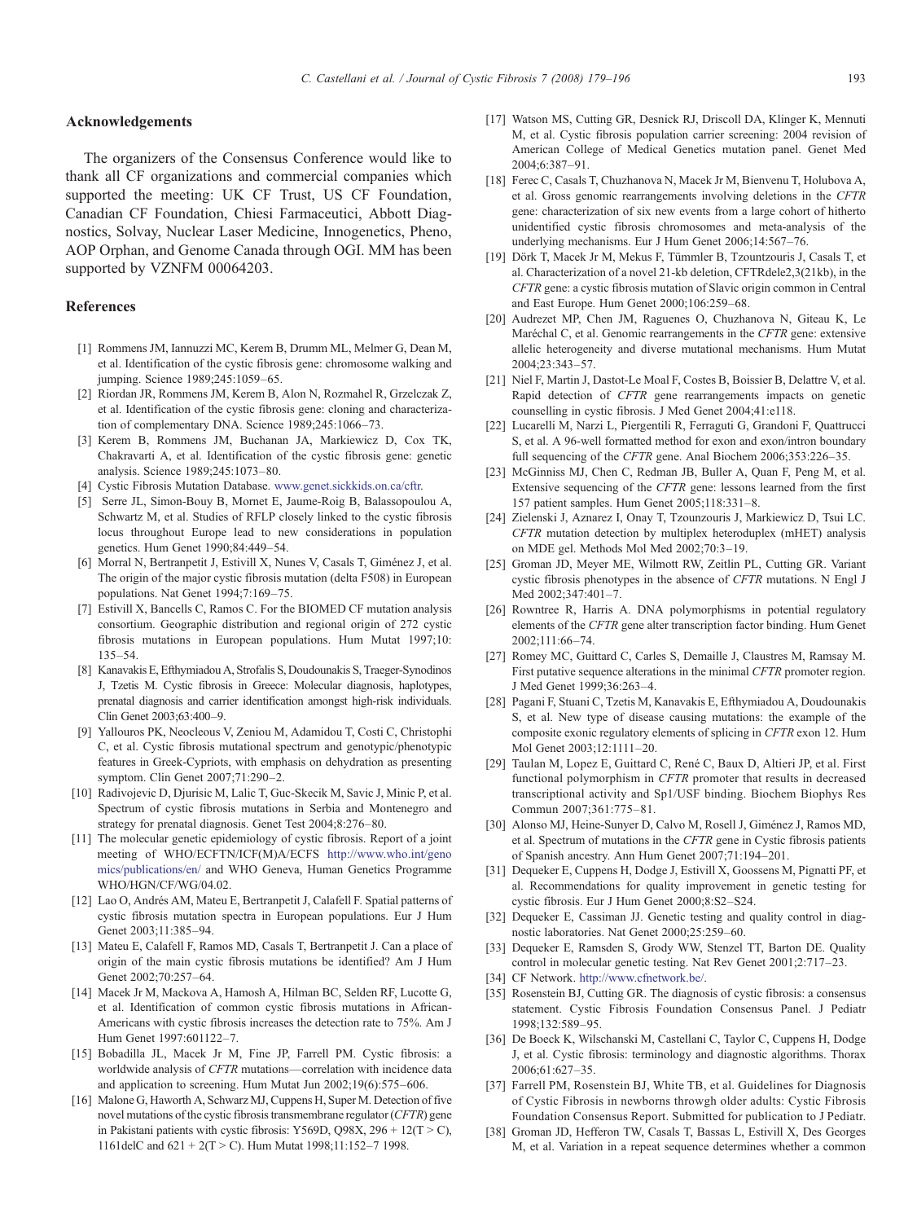## Acknowledgements

The organizers of the Consensus Conference would like to thank all CF organizations and commercial companies which supported the meeting: UK CF Trust, US CF Foundation, Canadian CF Foundation, Chiesi Farmaceutici, Abbott Diagnostics, Solvay, Nuclear Laser Medicine, Innogenetics, Pheno, AOP Orphan, and Genome Canada through OGI. MM has been supported by VZNFM 00064203.

## References

[1] Rommens JM, Iannuzzi MC, Kerem B, Drumm ML, Melmer G, Dean M, et al. Identification of the cystic fibrosis gene: chromosome walking and jumping. Science 1989;245:1059–65.

[2] Riordan JR, Rommens JM, Kerem B, Alon N, Rozmahel R, Grzelczak Z, et al. Identification of the cystic fibrosis gene: cloning and characterization of complementary DNA. Science 1989;245:1066–73.

[3] Kerem B, Rommens JM, Buchanan JA, Markiewicz D, Cox TK, Chakravarti A, et al. Identification of the cystic fibrosis gene: genetic analysis. Science 1989;245:1073–80.

[4] Cystic Fibrosis Mutation Database. www.genet.sickkids.on.ca/cftr.

[5] Serre JL, Simon-Bouy B, Mornet E, Jaume-Roig B, Balassopoulou A, Schwartz M, et al. Studies of RFLP closely linked to the cystic fibrosis locus throughout Europe lead to new considerations in population genetics. Hum Genet 1990;84:449–54.

[6] Morral N, Bertranpetit J, Estivill X, Nunes V, Casals T, Giménez J, et al. The origin of the major cystic fibrosis mutation (delta F508) in European populations. Nat Genet 1994;7:169–75.

[7] Estivill X, Bancells C, Ramos C. For the BIOMED CF mutation analysis consortium. Geographic distribution and regional origin of 272 cystic fibrosis mutations in European populations. Hum Mutat 1997;10: 135–54.

[8] Kanavakis E, Efthymiadou A, Strofalis S, Doudounakis S, Traeger-Synodinos J, Tzetis M. Cystic fibrosis in Greece: Molecular diagnosis, haplotypes, prenatal diagnosis and carrier identification amongst high-risk individuals. Clin Genet 2003;63:400–9.

[9] Yallouros PK, Neocleous V, Zeniou M, Adamidou T, Costi C, Christophi C, et al. Cystic fibrosis mutational spectrum and genotypic/phenotypic features in Greek-Cypriots, with emphasis on dehydration as presenting symptom. Clin Genet 2007;71:290–2.

[10] Radivojevic D, Djurisic M, Lalic T, Guc-Skecik M, Savic J, Minic P, et al. Spectrum of cystic fibrosis mutations in Serbia and Montenegro and strategy for prenatal diagnosis. Genet Test 2004;8:276–80.

[11] The molecular genetic epidemiology of cystic fibrosis. Report of a joint meeting of WHO/ECFTN/ICF(M)A/ECFS http://www.who.int/genomics/publications/en/ and WHO Geneva, Human Genetics Programme WHO/HGN/CF/WG/04.02.

[12] Lao O, Andrés AM, Mateu E, Bertranpetit J, Calafell F. Spatial patterns of cystic fibrosis mutation spectra in European populations. Eur J Hum Genet 2003;11:385–94.

[13] Mateu E, Calafell F, Ramos MD, Casals T, Bertranpetit J. Can a place of origin of the main cystic fibrosis mutations be identified? Am J Hum Genet 2002;70:257–64.

[14] Macek Jr M, Mackova A, Hamosh A, Hilman BC, Selden RF, Lucotte G, et al. Identification of common cystic fibrosis mutations in African-Americans with cystic fibrosis increases the detection rate to 75%. Am J Hum Genet 1997:601122–7.

[15] Bobadilla JL, Macek Jr M, Fine JP, Farrell PM. Cystic fibrosis: a worldwide analysis of *CFTR* mutations—correlation with incidence data and application to screening. Hum Mutat Jun 2002;19(6):575–606.

[16] Malone G, Haworth A, Schwarz MJ, Cuppens H, Super M. Detection of five novel mutations of the cystic fibrosis transmembrane regulator (*CFTR*) gene in Pakistani patients with cystic fibrosis: Y569D, Q98X, 296 + 12(T > C), 1161delC and 621 + 2(T > C). Hum Mutat 1998;11:152–7 1998.

[17] Watson MS, Cutting GR, Desnick RJ, Driscoll DA, Klinger K, Mennuti M, et al. Cystic fibrosis population carrier screening: 2004 revision of American College of Medical Genetics mutation panel. Genet Med 2004;6:387–91.

[18] Ferec C, Casals T, Chuzhanova N, Macek Jr M, Bienvenu T, Holubova A, et al. Gross genomic rearrangements involving deletions in the *CFTR* gene: characterization of six new events from a large cohort of hitherto unidentified cystic fibrosis chromosomes and meta-analysis of the underlying mechanisms. Eur J Hum Genet 2006;14:567–76.

[19] Dörk T, Macek Jr M, Mekus F, Tümmler B, Tzountzouris J, Casals T, et al. Characterization of a novel 21-kb deletion, CFTRdele2,3(21kb), in the *CFTR* gene: a cystic fibrosis mutation of Slavic origin common in Central and East Europe. Hum Genet 2000;106:259–68.

[20] Audrezet MP, Chen JM, Raguenes O, Chuzhanova N, Giteau K, Le Maréchal C, et al. Genomic rearrangements in the *CFTR* gene: extensive allelic heterogeneity and diverse mutational mechanisms. Hum Mutat 2004;23:343–57.

[21] Niel F, Martin J, Dastot-Le Moal F, Costes B, Boissier B, Delattre V, et al. Rapid detection of *CFTR* gene rearrangements impacts on genetic counselling in cystic fibrosis. J Med Genet 2004;41:e118.

[22] Lucarelli M, Narzi L, Piergentili R, Ferraguti G, Grandoni F, Quattrucci S, et al. A 96-well formatted method for exon and exon/intron boundary full sequencing of the *CFTR* gene. Anal Biochem 2006;353:226–35.

[23] McGinniss MJ, Chen C, Redman JB, Buller A, Quan F, Peng M, et al. Extensive sequencing of the *CFTR* gene: lessons learned from the first 157 patient samples. Hum Genet 2005;118:331–8.

[24] Zielenski J, Aznarez I, Onay T, Tzounzouris J, Markiewicz D, Tsui LC. *CFTR* mutation detection by multiplex heteroduplex (mHET) analysis on MDE gel. Methods Mol Med 2002;70:3–19.

[25] Groman JD, Meyer ME, Wilmott RW, Zeitlin PL, Cutting GR. Variant cystic fibrosis phenotypes in the absence of *CFTR* mutations. N Engl J Med 2002;347:401–7.

[26] Rowntree R, Harris A. DNA polymorphisms in potential regulatory elements of the *CFTR* gene alter transcription factor binding. Hum Genet 2002;111:66–74.

[27] Romey MC, Guittard C, Carles S, Demaille J, Claustres M, Ramsay M. First putative sequence alterations in the minimal *CFTR* promoter region. J Med Genet 1999;36:263–4.

[28] Pagani F, Stuani C, Tzetis M, Kanavakis E, Efthymiadou A, Doudounakis S, et al. New type of disease causing mutations: the example of the composite exonic regulatory elements of splicing in *CFTR* exon 12. Hum Mol Genet 2003;12:1111–20.

[29] Taulan M, Lopez E, Guittard C, René C, Baux D, Altieri JP, et al. First functional polymorphism in *CFTR* promoter that results in decreased transcriptional activity and Sp1/USF binding. Biochem Biophys Res Commun 2007;361:775–81.

[30] Alonso MJ, Heine-Sunyer D, Calvo M, Rosell J, Giménez J, Ramos MD, et al. Spectrum of mutations in the *CFTR* gene in Cystic fibrosis patients of Spanish ancestry. Ann Hum Genet 2007;71:194–201.

[31] Dequeker E, Cuppens H, Dodge J, Estivill X, Goossens M, Pignatti PF, et al. Recommendations for quality improvement in genetic testing for cystic fibrosis. Eur J Hum Genet 2000;8:S2–S24.

[32] Dequeker E, Cassiman JJ. Genetic testing and quality control in diagnostic laboratories. Nat Genet 2000;25:259–60.

[33] Dequeker E, Ramsden S, Grody WW, Stenzel TT, Barton DE. Quality control in molecular genetic testing. Nat Rev Genet 2001;2:717–23.

[34] CF Network. http://www.cfnetwork.be/.

[35] Rosenstein BJ, Cutting GR. The diagnosis of cystic fibrosis: a consensus statement. Cystic Fibrosis Foundation Consensus Panel. J Pediatr 1998;132:589–95.

[36] De Boeck K, Wilschanski M, Castellani C, Taylor C, Cuppens H, Dodge J, et al. Cystic fibrosis: terminology and diagnostic algorithms. Thorax 2006;61:627–35.

[37] Farrell PM, Rosenstein BJ, White TB, et al. Guidelines for Diagnosis of Cystic Fibrosis in newborns throwgh older adults: Cystic Fibrosis Foundation Consensus Report. Submitted for publication to J Pediatr.

[38] Groman JD, Hefferon TW, Casals T, Bassas L, Estivill X, Des Georges M, et al. Variation in a repeat sequence determines whether a common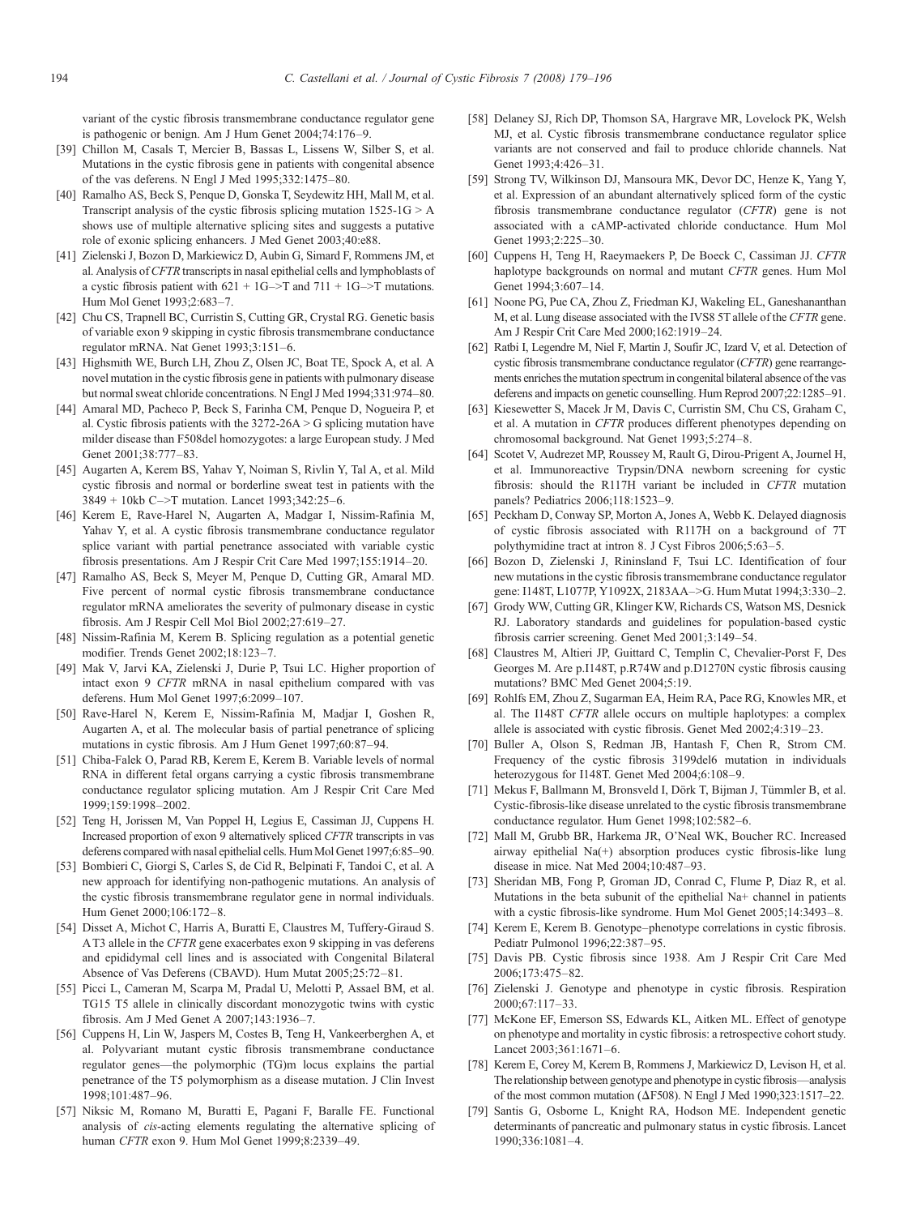variant of the cystic fibrosis transmembrane conductance regulator gene is pathogenic or benign. Am J Hum Genet 2004;74:176–9.

[39] Chillon M, Casals T, Mercier B, Bassas L, Lissens W, Silber S, et al. Mutations in the cystic fibrosis gene in patients with congenital absence of the vas deferens. N Engl J Med 1995;332:1475–80.

[40] Ramalho AS, Beck S, Penque D, Gonska T, Seydewitz HH, Mall M, et al. Transcript analysis of the cystic fibrosis splicing mutation 1525-1G > A shows use of multiple alternative splicing sites and suggests a putative role of exonic splicing enhancers. J Med Genet 2003;40:e88.

[41] Zielenski J, Bozon D, Markiewicz D, Aubin G, Simard F, Rommens JM, et al. Analysis of *CFTR* transcripts in nasal epithelial cells and lymphoblasts of a cystic fibrosis patient with 621 + 1G–>T and 711 + 1G–>T mutations. Hum Mol Genet 1993;2:683–7.

[42] Chu CS, Trapnell BC, Curristin S, Cutting GR, Crystal RG. Genetic basis of variable exon 9 skipping in cystic fibrosis transmembrane conductance regulator mRNA. Nat Genet 1993;3:151–6.

[43] Highsmith WE, Burch LH, Zhou Z, Olsen JC, Boat TE, Spock A, et al. A novel mutation in the cystic fibrosis gene in patients with pulmonary disease but normal sweat chloride concentrations. N Engl J Med 1994;331:974–80.

[44] Amaral MD, Pacheco P, Beck S, Farinha CM, Penque D, Nogueira P, et al. Cystic fibrosis patients with the 3272-26A > G splicing mutation have milder disease than F508del homozygotes: a large European study. J Med Genet 2001;38:777–83.

[45] Augarten A, Kerem BS, Yahav Y, Noiman S, Rivlin Y, Tal A, et al. Mild cystic fibrosis and normal or borderline sweat test in patients with the 3849 + 10kb C–>T mutation. Lancet 1993;342:25–6.

[46] Kerem E, Rave-Harel N, Augarten A, Madgar I, Nissim-Rafinia M, Yahav Y, et al. A cystic fibrosis transmembrane conductance regulator splice variant with partial penetrance associated with variable cystic fibrosis presentations. Am J Respir Crit Care Med 1997;155:1914–20.

[47] Ramalho AS, Beck S, Meyer M, Penque D, Cutting GR, Amaral MD. Five percent of normal cystic fibrosis transmembrane conductance regulator mRNA ameliorates the severity of pulmonary disease in cystic fibrosis. Am J Respir Cell Mol Biol 2002;27:619–27.

[48] Nissim-Rafinia M, Kerem B. Splicing regulation as a potential genetic modifier. Trends Genet 2002;18:123–7.

[49] Mak V, Jarvi KA, Zielenski J, Durie P, Tsui LC. Higher proportion of intact exon 9 *CFTR* mRNA in nasal epithelium compared with vas deferens. Hum Mol Genet 1997;6:2099–107.

[50] Rave-Harel N, Kerem E, Nissim-Rafinia M, Madjar I, Goshen R, Augarten A, et al. The molecular basis of partial penetrance of splicing mutations in cystic fibrosis. Am J Hum Genet 1997;60:87–94.

[51] Chiba-Falek O, Parad RB, Kerem E, Kerem B. Variable levels of normal RNA in different fetal organs carrying a cystic fibrosis transmembrane conductance regulator splicing mutation. Am J Respir Crit Care Med 1999;159:1998–2002.

[52] Teng H, Jorissen M, Van Poppel H, Legius E, Cassiman JJ, Cuppens H. Increased proportion of exon 9 alternatively spliced *CFTR* transcripts in vas deferens compared with nasal epithelial cells. Hum Mol Genet 1997;6:85–90.

[53] Bombieri C, Giorgi S, Carles S, de Cid R, Belpinati F, Tandoi C, et al. A new approach for identifying non-pathogenic mutations. An analysis of the cystic fibrosis transmembrane regulator gene in normal individuals. Hum Genet 2000;106:172–8.

[54] Disset A, Michot C, Harris A, Buratti E, Claustres M, Tuffery-Giraud S. A T3 allele in the *CFTR* gene exacerbates exon 9 skipping in vas deferens and epididymal cell lines and is associated with Congenital Bilateral Absence of Vas Deferens (CBAVD). Hum Mutat 2005;25:72–81.

[55] Picci L, Cameran M, Scarpa M, Pradal U, Melotti P, Assael BM, et al. TG15 T5 allele in clinically discordant monozygotic twins with cystic fibrosis. Am J Med Genet A 2007;143:1936–7.

[56] Cuppens H, Lin W, Jaspers M, Costes B, Teng H, Vankeerberghen A, et al. Polyvariant mutant cystic fibrosis transmembrane conductance regulator genes—the polymorphic (TG)m locus explains the partial penetrance of the T5 polymorphism as a disease mutation. J Clin Invest 1998;101:487–96.

[57] Niksic M, Romano M, Buratti E, Pagani F, Baralle FE. Functional analysis of *cis*-acting elements regulating the alternative splicing of human *CFTR* exon 9. Hum Mol Genet 1999;8:2339–49.

[58] Delaney SJ, Rich DP, Thomson SA, Hargrave MR, Lovelock PK, Welsh MJ, et al. Cystic fibrosis transmembrane conductance regulator splice variants are not conserved and fail to produce chloride channels. Nat Genet 1993;4:426–31.

[59] Strong TV, Wilkinson DJ, Mansoura MK, Devor DC, Henze K, Yang Y, et al. Expression of an abundant alternatively spliced form of the cystic fibrosis transmembrane conductance regulator (*CFTR*) gene is not associated with a cAMP-activated chloride conductance. Hum Mol Genet 1993;2:225–30.

[60] Cuppens H, Teng H, Raeymaekers P, De Boeck C, Cassiman JJ. *CFTR* haplotype backgrounds on normal and mutant *CFTR* genes. Hum Mol Genet 1994;3:607–14.

[61] Noone PG, Pue CA, Zhou Z, Friedman KJ, Wakeling EL, Ganeshananthan M, et al. Lung disease associated with the IVS8 5T allele of the *CFTR* gene. Am J Respir Crit Care Med 2000;162:1919–24.

[62] Ratbi I, Legendre M, Niel F, Martin J, Soufir JC, Izard V, et al. Detection of cystic fibrosis transmembrane conductance regulator (*CFTR*) gene rearrangements enriches the mutation spectrum in congenital bilateral absence of the vas deferens and impacts on genetic counselling. Hum Reprod 2007;22:1285–91.

[63] Kiesewetter S, Macek Jr M, Davis C, Curristin SM, Chu CS, Graham C, et al. A mutation in *CFTR* produces different phenotypes depending on chromosomal background. Nat Genet 1993;5:274–8.

[64] Scotet V, Audrezet MP, Roussey M, Rault G, Dirou-Prigent A, Journel H, et al. Immunoreactive Trypsin/DNA newborn screening for cystic fibrosis: should the R117H variant be included in *CFTR* mutation panels? Pediatrics 2006;118:1523–9.

[65] Peckham D, Conway SP, Morton A, Jones A, Webb K. Delayed diagnosis of cystic fibrosis associated with R117H on a background of 7T polythymidine tract at intron 8. J Cyst Fibros 2006;5:63–5.

[66] Bozon D, Zielenski J, Rininsland F, Tsui LC. Identification of four new mutations in the cystic fibrosis transmembrane conductance regulator gene: I148T, L1077P, Y1092X, 2183AA–>G. Hum Mutat 1994;3:330–2.

[67] Grody WW, Cutting GR, Klinger KW, Richards CS, Watson MS, Desnick RJ. Laboratory standards and guidelines for population-based cystic fibrosis carrier screening. Genet Med 2001;3:149–54.

[68] Claustres M, Altieri JP, Guittard C, Templin C, Chevalier-Porst F, Des Georges M. Are p.I148T, p.R74W and p.D1270N cystic fibrosis causing mutations? BMC Med Genet 2004;5:19.

[69] Rohlfs EM, Zhou Z, Sugarman EA, Heim RA, Pace RG, Knowles MR, et al. The I148T *CFTR* allele occurs on multiple haplotypes: a complex allele is associated with cystic fibrosis. Genet Med 2002;4:319–23.

[70] Buller A, Olson S, Redman JB, Hantash F, Chen R, Strom CM. Frequency of the cystic fibrosis 3199del6 mutation in individuals heterozygous for I148T. Genet Med 2004;6:108–9.

[71] Mekus F, Ballmann M, Bronsveld I, Dörk T, Bijman J, Tümmler B, et al. Cystic-fibrosis-like disease unrelated to the cystic fibrosis transmembrane conductance regulator. Hum Genet 1998;102:582–6.

[72] Mall M, Grubb BR, Harkema JR, O'Neal WK, Boucher RC. Increased airway epithelial Na(+) absorption produces cystic fibrosis-like lung disease in mice. Nat Med 2004;10:487–93.

[73] Sheridan MB, Fong P, Groman JD, Conrad C, Flume P, Diaz R, et al. Mutations in the beta subunit of the epithelial Na+ channel in patients with a cystic fibrosis-like syndrome. Hum Mol Genet 2005;14:3493–8.

[74] Kerem E, Kerem B. Genotype–phenotype correlations in cystic fibrosis. Pediatr Pulmonol 1996;22:387–95.

[75] Davis PB. Cystic fibrosis since 1938. Am J Respir Crit Care Med 2006;173:475–82.

[76] Zielenski J. Genotype and phenotype in cystic fibrosis. Respiration 2000;67:117–33.

[77] McKone EF, Emerson SS, Edwards KL, Aitken ML. Effect of genotype on phenotype and mortality in cystic fibrosis: a retrospective cohort study. Lancet 2003;361:1671–6.

[78] Kerem E, Corey M, Kerem B, Rommens J, Markiewicz D, Levison H, et al. The relationship between genotype and phenotype in cystic fibrosis—analysis of the most common mutation (ΔF508). N Engl J Med 1990;323:1517–22.

[79] Santis G, Osborne L, Knight RA, Hodson ME. Independent genetic determinants of pancreatic and pulmonary status in cystic fibrosis. Lancet 1990;336:1081–4.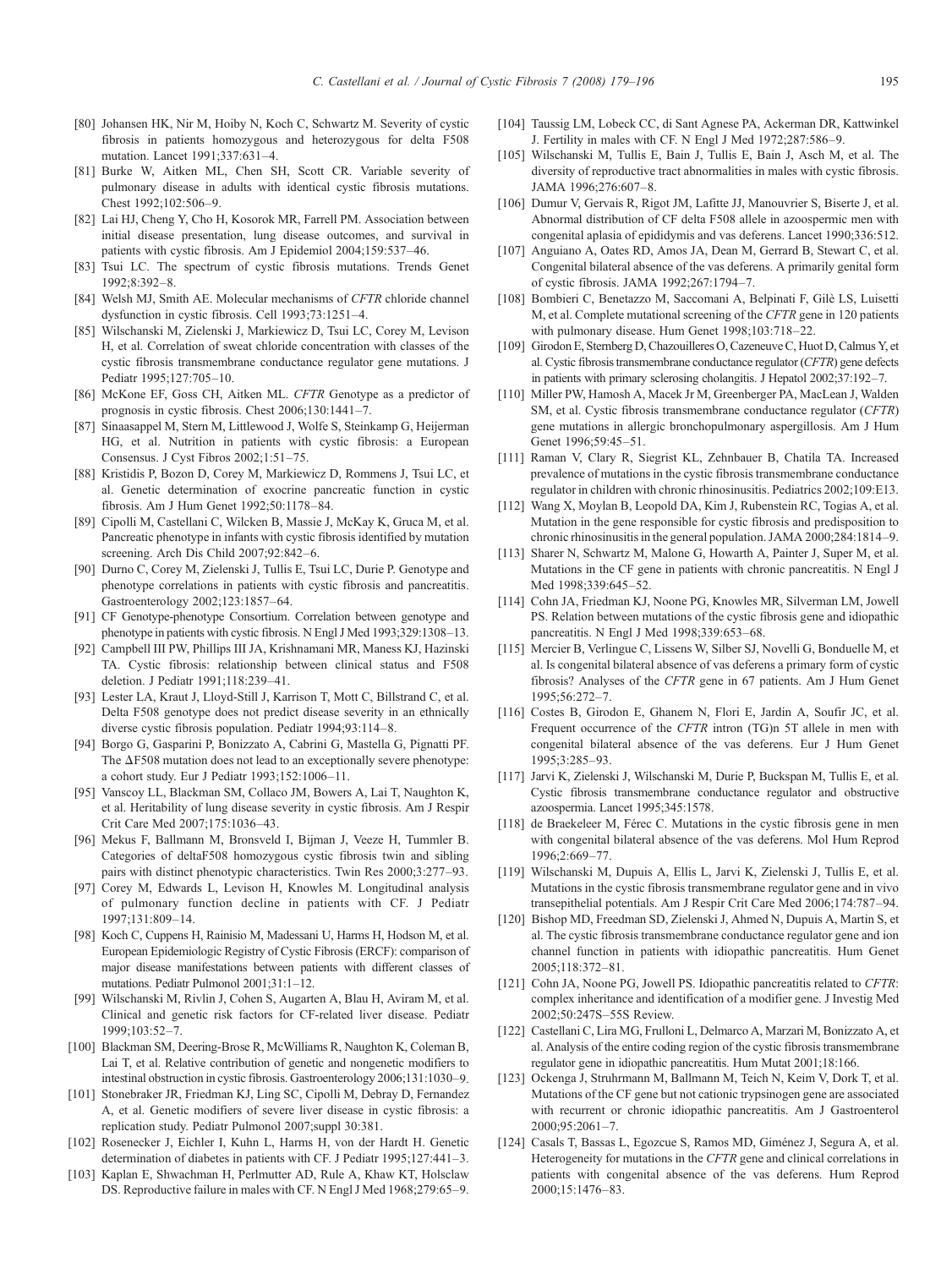[80] Johansen HK, Nir M, Hoiby N, Koch C, Schwartz M. Severity of cystic fibrosis in patients homozygous and heterozygous for delta F508 mutation. Lancet 1991;337:631–4.

[81] Burke W, Aitken ML, Chen SH, Scott CR. Variable severity of pulmonary disease in adults with identical cystic fibrosis mutations. Chest 1992;102:506–9.

[82] Lai HJ, Cheng Y, Cho H, Kosorok MR, Farrell PM. Association between initial disease presentation, lung disease outcomes, and survival in patients with cystic fibrosis. Am J Epidemiol 2004;159:537–46.

[83] Tsui LC. The spectrum of cystic fibrosis mutations. Trends Genet 1992;8:392–8.

[84] Welsh MJ, Smith AE. Molecular mechanisms of *CFTR* chloride channel dysfunction in cystic fibrosis. Cell 1993;73:1251–4.

[85] Wilschanski M, Zielenski J, Markiewicz D, Tsui LC, Corey M, Levison H, et al. Correlation of sweat chloride concentration with classes of the cystic fibrosis transmembrane conductance regulator gene mutations. J Pediatr 1995;127:705–10.

[86] McKone EF, Goss CH, Aitken ML. *CFTR* Genotype as a predictor of prognosis in cystic fibrosis. Chest 2006;130:1441–7.

[87] Sinaasappel M, Stern M, Littlewood J, Wolfe S, Steinkamp G, Heijerman HG, et al. Nutrition in patients with cystic fibrosis: a European Consensus. J Cyst Fibros 2002;1:51–75.

[88] Kristidis P, Bozon D, Corey M, Markiewicz D, Rommens J, Tsui LC, et al. Genetic determination of exocrine pancreatic function in cystic fibrosis. Am J Hum Genet 1992;50:1178–84.

[89] Cipolli M, Castellani C, Wilcken B, Massie J, McKay K, Gruca M, et al. Pancreatic phenotype in infants with cystic fibrosis identified by mutation screening. Arch Dis Child 2007;92:842–6.

[90] Durno C, Corey M, Zielenski J, Tullis E, Tsui LC, Durie P. Genotype and phenotype correlations in patients with cystic fibrosis and pancreatitis. Gastroenterology 2002;123:1857–64.

[91] CF Genotype-phenotype Consortium. Correlation between genotype and phenotype in patients with cystic fibrosis. N Engl J Med 1993;329:1308–13.

[92] Campbell III PW, Phillips III JA, Krishnamani MR, Maness KJ, Hazinski TA. Cystic fibrosis: relationship between clinical status and F508 deletion. J Pediatr 1991;118:239–41.

[93] Lester LA, Kraut J, Lloyd-Still J, Karrison T, Mott C, Billstrand C, et al. Delta F508 genotype does not predict disease severity in an ethnically diverse cystic fibrosis population. Pediatr 1994;93:114–8.

[94] Borgo G, Gasparini P, Bonizzato A, Cabrini G, Mastella G, Pignatti PF. The ΔF508 mutation does not lead to an exceptionally severe phenotype: a cohort study. Eur J Pediatr 1993;152:1006–11.

[95] Vanscoy LL, Blackman SM, Collaco JM, Bowers A, Lai T, Naughton K, et al. Heritability of lung disease severity in cystic fibrosis. Am J Respir Crit Care Med 2007;175:1036–43.

[96] Mekus F, Ballmann M, Bronsveld I, Bijman J, Veeze H, Tummler B. Categories of deltaF508 homozygous cystic fibrosis twin and sibling pairs with distinct phenotypic characteristics. Twin Res 2000;3:277–93.

[97] Corey M, Edwards L, Levison H, Knowles M. Longitudinal analysis of pulmonary function decline in patients with CF. J Pediatr 1997;131:809–14.

[98] Koch C, Cuppens H, Rainisio M, Madessani U, Harms H, Hodson M, et al. European Epidemiologic Registry of Cystic Fibrosis (ERCF): comparison of major disease manifestations between patients with different classes of mutations. Pediatr Pulmonol 2001;31:1–12.

[99] Wilschanski M, Rivlin J, Cohen S, Augarten A, Blau H, Aviram M, et al. Clinical and genetic risk factors for CF-related liver disease. Pediatr 1999;103:52–7.

[100] Blackman SM, Deering-Brose R, McWilliams R, Naughton K, Coleman B, Lai T, et al. Relative contribution of genetic and nongenetic modifiers to intestinal obstruction in cystic fibrosis. Gastroenterology 2006;131:1030–9.

[101] Stonebraker JR, Friedman KJ, Ling SC, Cipolli M, Debray D, Fernandez A, et al. Genetic modifiers of severe liver disease in cystic fibrosis: a replication study. Pediatr Pulmonol 2007;suppl 30:381.

[102] Rosenecker J, Eichler I, Kuhn L, Harms H, von der Hardt H. Genetic determination of diabetes in patients with CF. J Pediatr 1995;127:441–3.

[103] Kaplan E, Shwachman H, Perlmutter AD, Rule A, Khaw KT, Holsclaw DS. Reproductive failure in males with CF. N Engl J Med 1968;279:65–9.

[104] Taussig LM, Lobeck CC, di Sant Agnese PA, Ackerman DR, Kattwinkel J. Fertility in males with CF. N Engl J Med 1972;287:586–9.

[105] Wilschanski M, Tullis E, Bain J, Tullis E, Bain J, Asch M, et al. The diversity of reproductive tract abnormalities in males with cystic fibrosis. JAMA 1996;276:607–8.

[106] Dumur V, Gervais R, Rigot JM, Lafitte JJ, Manouvrier S, Biserte J, et al. Abnormal distribution of CF delta F508 allele in azoospermic men with congenital aplasia of epididymis and vas deferens. Lancet 1990;336:512.

[107] Anguiano A, Oates RD, Amos JA, Dean M, Gerrard B, Stewart C, et al. Congenital bilateral absence of the vas deferens. A primarily genital form of cystic fibrosis. JAMA 1992;267:1794–7.

[108] Bombieri C, Benetazzo M, Saccomani A, Belpinati F, Gilè LS, Luisetti M, et al. Complete mutational screening of the *CFTR* gene in 120 patients with pulmonary disease. Hum Genet 1998;103:718–22.

[109] Girodon E, Sternberg D, Chazouilleres O, Cazeneuve C, Huot D, Calmus Y, et al. Cystic fibrosis transmembrane conductance regulator (*CFTR*) gene defects in patients with primary sclerosing cholangitis. J Hepatol 2002;37:192–7.

[110] Miller PW, Hamosh A, Macek Jr M, Greenberger PA, MacLean J, Walden SM, et al. Cystic fibrosis transmembrane conductance regulator (*CFTR*) gene mutations in allergic bronchopulmonary aspergillosis. Am J Hum Genet 1996;59:45–51.

[111] Raman V, Clary R, Siegrist KL, Zehnbauer B, Chatila TA. Increased prevalence of mutations in the cystic fibrosis transmembrane conductance regulator in children with chronic rhinosinusitis. Pediatrics 2002;109:E13.

[112] Wang X, Moylan B, Leopold DA, Kim J, Rubenstein RC, Togias A, et al. Mutation in the gene responsible for cystic fibrosis and predisposition to chronic rhinosinusitis in the general population. JAMA 2000;284:1814–9.

[113] Sharer N, Schwartz M, Malone G, Howarth A, Painter J, Super M, et al. Mutations in the CF gene in patients with chronic pancreatitis. N Engl J Med 1998;339:645–52.

[114] Cohn JA, Friedman KJ, Noone PG, Knowles MR, Silverman LM, Jowell PS. Relation between mutations of the cystic fibrosis gene and idiopathic pancreatitis. N Engl J Med 1998;339:653–68.

[115] Mercier B, Verlingue C, Lissens W, Silber SJ, Novelli G, Bonduelle M, et al. Is congenital bilateral absence of vas deferens a primary form of cystic fibrosis? Analyses of the *CFTR* gene in 67 patients. Am J Hum Genet 1995;56:272–7.

[116] Costes B, Girodon E, Ghanem N, Flori E, Jardin A, Soufir JC, et al. Frequent occurrence of the *CFTR* intron (TG)n 5T allele in men with congenital bilateral absence of the vas deferens. Eur J Hum Genet 1995;3:285–93.

[117] Jarvi K, Zielenski J, Wilschanski M, Durie P, Buckspan M, Tullis E, et al. Cystic fibrosis transmembrane conductance regulator and obstructive azoospermia. Lancet 1995;345:1578.

[118] de Braekeleer M, Férec C. Mutations in the cystic fibrosis gene in men with congenital bilateral absence of the vas deferens. Mol Hum Reprod 1996;2:669–77.

[119] Wilschanski M, Dupuis A, Ellis L, Jarvi K, Zielenski J, Tullis E, et al. Mutations in the cystic fibrosis transmembrane regulator gene and in vivo transepithelial potentials. Am J Respir Crit Care Med 2006;174:787–94.

[120] Bishop MD, Freedman SD, Zielenski J, Ahmed N, Dupuis A, Martin S, et al. The cystic fibrosis transmembrane conductance regulator gene and ion channel function in patients with idiopathic pancreatitis. Hum Genet 2005;118:372–81.

[121] Cohn JA, Noone PG, Jowell PS. Idiopathic pancreatitis related to *CFTR*: complex inheritance and identification of a modifier gene. J Investig Med 2002;50:247S–55S Review.

[122] Castellani C, Lira MG, Frulloni L, Delmarco A, Marzari M, Bonizzato A, et al. Analysis of the entire coding region of the cystic fibrosis transmembrane regulator gene in idiopathic pancreatitis. Hum Mutat 2001;18:166.

[123] Ockenga J, Struhrmann M, Ballmann M, Teich N, Keim V, Dork T, et al. Mutations of the CF gene but not cationic trypsinogen gene are associated with recurrent or chronic idiopathic pancreatitis. Am J Gastroenterol 2000;95:2061–7.

[124] Casals T, Bassas L, Egozcue S, Ramos MD, Giménez J, Segura A, et al. Heterogeneity for mutations in the *CFTR* gene and clinical correlations in patients with congenital absence of the vas deferens. Hum Reprod 2000;15:1476–83.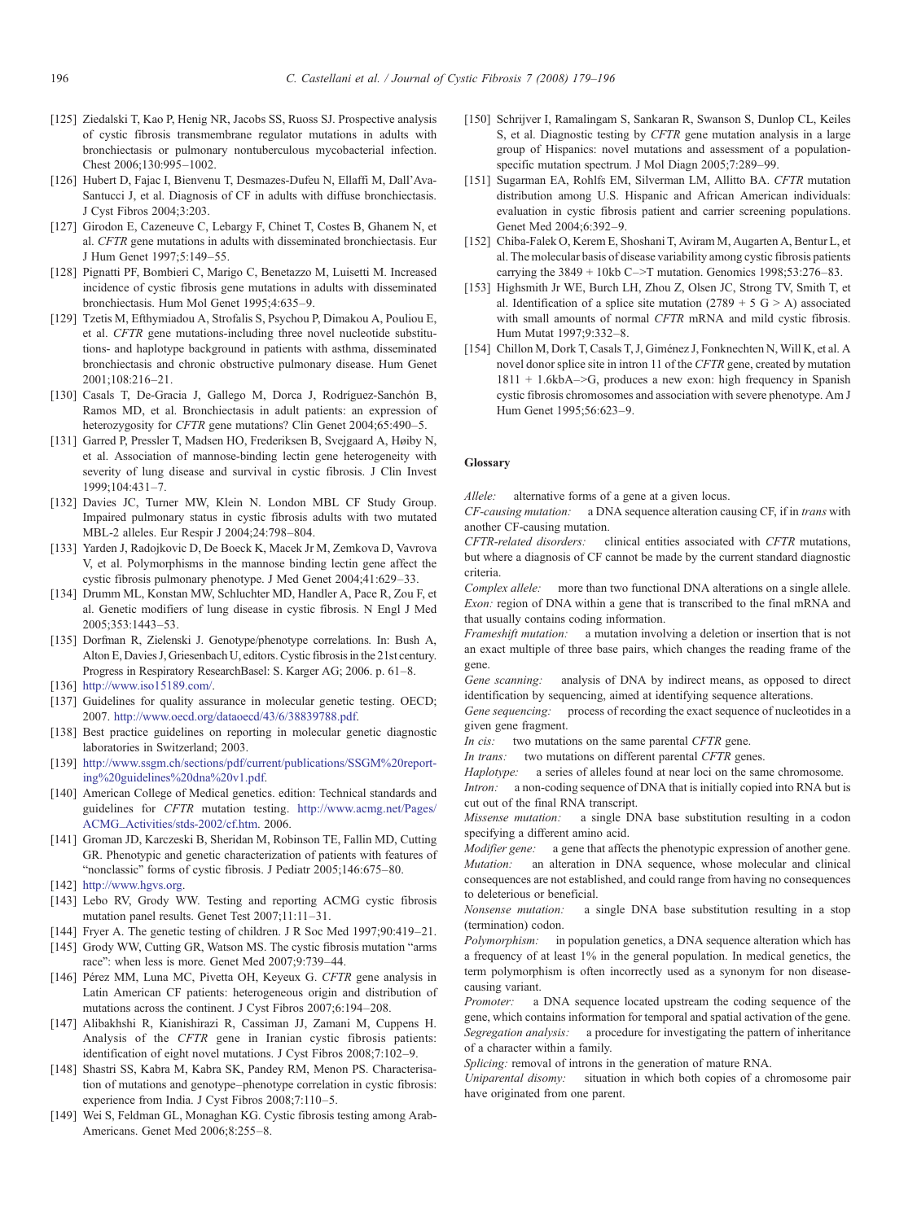[125] Ziedalski T, Kao P, Henig NR, Jacobs SS, Ruoss SJ. Prospective analysis of cystic fibrosis transmembrane regulator mutations in adults with bronchiectasis or pulmonary nontuberculous mycobacterial infection. Chest 2006;130:995–1002.

[126] Hubert D, Fajac I, Bienvenu T, Desmazes-Dufeu N, Ellaffi M, Dall'Ava-Santucci J, et al. Diagnosis of CF in adults with diffuse bronchiectasis. J Cyst Fibros 2004;3:203.

[127] Girodon E, Cazeneuve C, Lebargy F, Chinet T, Costes B, Ghanem N, et al. *CFTR* gene mutations in adults with disseminated bronchiectasis. Eur J Hum Genet 1997;5:149–55.

[128] Pignatti PF, Bombieri C, Marigo C, Benetazzo M, Luisetti M. Increased incidence of cystic fibrosis gene mutations in adults with disseminated bronchiectasis. Hum Mol Genet 1995;4:635–9.

[129] Tzetis M, Efthymiadou A, Strofalis S, Psychou P, Dimakou A, Pouliou E, et al. *CFTR* gene mutations-including three novel nucleotide substitutions- and haplotype background in patients with asthma, disseminated bronchiectasis and chronic obstructive pulmonary disease. Hum Genet 2001;108:216–21.

[130] Casals T, De-Gracia J, Gallego M, Dorca J, Rodríguez-Sanchón B, Ramos MD, et al. Bronchiectasis in adult patients: an expression of heterozygosity for *CFTR* gene mutations? Clin Genet 2004;65:490–5.

[131] Garred P, Pressler T, Madsen HO, Frederiksen B, Svejgaard A, Høiby N, et al. Association of mannose-binding lectin gene heterogeneity with severity of lung disease and survival in cystic fibrosis. J Clin Invest 1999;104:431–7.

[132] Davies JC, Turner MW, Klein N. London MBL CF Study Group. Impaired pulmonary status in cystic fibrosis adults with two mutated MBL-2 alleles. Eur Respir J 2004;24:798–804.

[133] Yarden J, Radojkovic D, De Boeck K, Macek Jr M, Zemkova D, Vavrova V, et al. Polymorphisms in the mannose binding lectin gene affect the cystic fibrosis pulmonary phenotype. J Med Genet 2004;41:629–33.

[134] Drumm ML, Konstan MW, Schluchter MD, Handler A, Pace R, Zou F, et al. Genetic modifiers of lung disease in cystic fibrosis. N Engl J Med 2005;353:1443–53.

[135] Dorfman R, Zielenski J. Genotype/phenotype correlations. In: Bush A, Alton E, Davies J, Griesenbach U, editors. Cystic fibrosis in the 21st century. Progress in Respiratory ResearchBasel: S. Karger AG; 2006. p. 61–8.

[136] http://www.iso15189.com/.

[137] Guidelines for quality assurance in molecular genetic testing. OECD; 2007. http://www.oecd.org/dataoecd/43/6/38839788.pdf.

[138] Best practice guidelines on reporting in molecular genetic diagnostic laboratories in Switzerland; 2003.

[139] http://www.ssgm.ch/sections/pdf/current/publications/SSGM%20reporting%20guidelines%20dna%20v1.pdf.

[140] American College of Medical genetics. edition: Technical standards and guidelines for *CFTR* mutation testing. http://www.acmg.net/Pages/ACMG_Activities/stds-2002/cf.htm. 2006.

[141] Groman JD, Karczeski B, Sheridan M, Robinson TE, Fallin MD, Cutting GR. Phenotypic and genetic characterization of patients with features of "nonclassic" forms of cystic fibrosis. J Pediatr 2005;146:675–80.

[142] http://www.hgvs.org.

[143] Lebo RV, Grody WW. Testing and reporting ACMG cystic fibrosis mutation panel results. Genet Test 2007;11:11–31.

[144] Fryer A. The genetic testing of children. J R Soc Med 1997;90:419–21.

[145] Grody WW, Cutting GR, Watson MS. The cystic fibrosis mutation "arms race": when less is more. Genet Med 2007;9:739–44.

[146] Pérez MM, Luna MC, Pivetta OH, Keyeux G. *CFTR* gene analysis in Latin American CF patients: heterogeneous origin and distribution of mutations across the continent. J Cyst Fibros 2007;6:194–208.

[147] Alibakhshi R, Kianishirazi R, Cassiman JJ, Zamani M, Cuppens H. Analysis of the *CFTR* gene in Iranian cystic fibrosis patients: identification of eight novel mutations. J Cyst Fibros 2008;7:102–9.

[148] Shastri SS, Kabra M, Kabra SK, Pandey RM, Menon PS. Characterisation of mutations and genotype–phenotype correlation in cystic fibrosis: experience from India. J Cyst Fibros 2008;7:110–5.

[149] Wei S, Feldman GL, Monaghan KG. Cystic fibrosis testing among Arab-Americans. Genet Med 2006;8:255–8.

[150] Schrijver I, Ramalingam S, Sankaran R, Swanson S, Dunlop CL, Keiles S, et al. Diagnostic testing by *CFTR* gene mutation analysis in a large group of Hispanics: novel mutations and assessment of a population-specific mutation spectrum. J Mol Diagn 2005;7:289–99.

[151] Sugarman EA, Rohlfs EM, Silverman LM, Allitto BA. *CFTR* mutation distribution among U.S. Hispanic and African American individuals: evaluation in cystic fibrosis patient and carrier screening populations. Genet Med 2004;6:392–9.

[152] Chiba-Falek O, Kerem E, Shoshani T, Aviram M, Augarten A, Bentur L, et al. The molecular basis of disease variability among cystic fibrosis patients carrying the 3849 + 10kb C–>T mutation. Genomics 1998;53:276–83.

[153] Highsmith Jr WE, Burch LH, Zhou Z, Olsen JC, Strong TV, Smith T, et al. Identification of a splice site mutation (2789 + 5 G > A) associated with small amounts of normal *CFTR* mRNA and mild cystic fibrosis. Hum Mutat 1997;9:332–8.

[154] Chillon M, Dork T, Casals T, J, Giménez J, Fonknechten N, Will K, et al. A novel donor splice site in intron 11 of the *CFTR* gene, created by mutation 1811 + 1.6kbA–>G, produces a new exon: high frequency in Spanish cystic fibrosis chromosomes and association with severe phenotype. Am J Hum Genet 1995;56:623–9.

## Glossary

*Allele:* alternative forms of a gene at a given locus.

*CF-causing mutation:* a DNA sequence alteration causing CF, if in *trans* with another CF-causing mutation.

*CFTR-related disorders:* clinical entities associated with *CFTR* mutations, but where a diagnosis of CF cannot be made by the current standard diagnostic criteria.

*Complex allele:* more than two functional DNA alterations on a single allele.

*Exon:* region of DNA within a gene that is transcribed to the final mRNA and that usually contains coding information.

*Frameshift mutation:* a mutation involving a deletion or insertion that is not an exact multiple of three base pairs, which changes the reading frame of the gene.

*Gene scanning:* analysis of DNA by indirect means, as opposed to direct identification by sequencing, aimed at identifying sequence alterations.

*Gene sequencing:* process of recording the exact sequence of nucleotides in a given gene fragment.

*In cis:* two mutations on the same parental *CFTR* gene.

*In trans:* two mutations on different parental *CFTR* genes.

*Haplotype:* a series of alleles found at near loci on the same chromosome.

*Intron:* a non-coding sequence of DNA that is initially copied into RNA but is cut out of the final RNA transcript.

*Missense mutation:* a single DNA base substitution resulting in a codon specifying a different amino acid.

*Modifier gene:* a gene that affects the phenotypic expression of another gene.

*Mutation:* an alteration in DNA sequence, whose molecular and clinical consequences are not established, and could range from having no consequences to deleterious or beneficial.

*Nonsense mutation:* a single DNA base substitution resulting in a stop (termination) codon.

*Polymorphism:* in population genetics, a DNA sequence alteration which has a frequency of at least 1% in the general population. In medical genetics, the term polymorphism is often incorrectly used as a synonym for non disease-causing variant.

*Promoter:* a DNA sequence located upstream the coding sequence of the gene, which contains information for temporal and spatial activation of the gene.

*Segregation analysis:* a procedure for investigating the pattern of inheritance of a character within a family.

*Splicing:* removal of introns in the generation of mature RNA.

*Uniparental disomy:* situation in which both copies of a chromosome pair have originated from one parent.